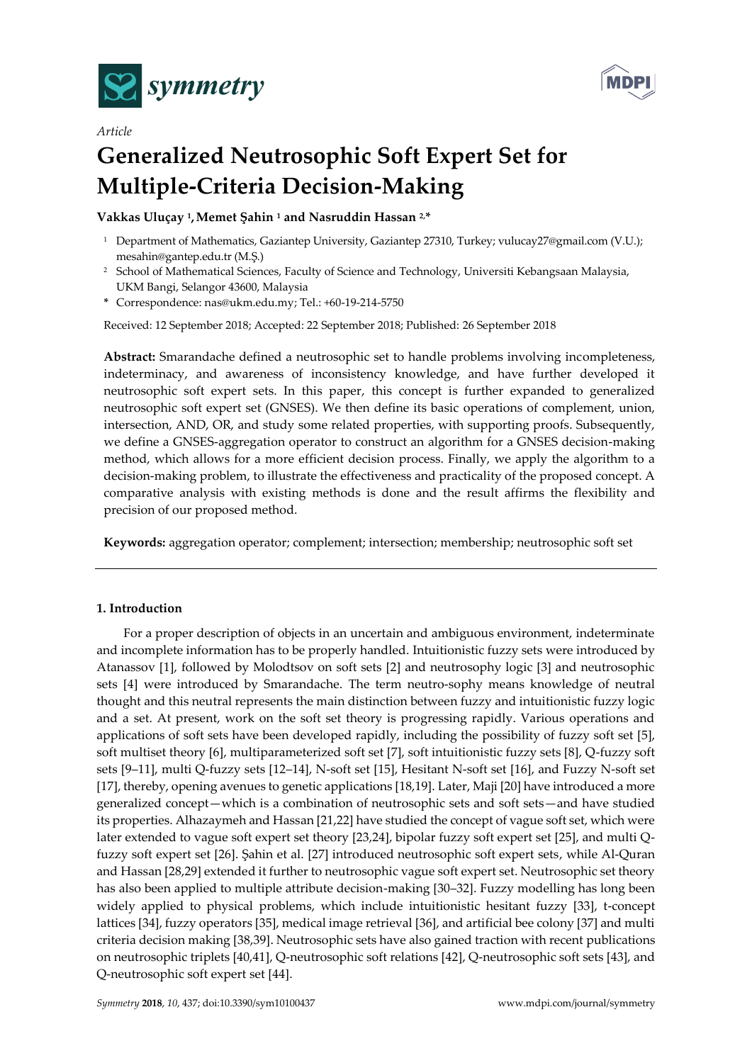*Article*

# Generalized Neutrosophic Soft Expert Set for Multiple-Criteria Decision-Making

**Vakkas Uluçay [1], Memet Şahin [1] and Nasruddin Hassan [2,*]**

[1] Department of Mathematics, Gaziantep University, Gaziantep 27310, Turkey; vulucay27@gmail.com (V.U.); mesahin@gantep.edu.tr (M.Ş.)

[2] School of Mathematical Sciences, Faculty of Science and Technology, Universiti Kebangsaan Malaysia, UKM Bangi, Selangor 43600, Malaysia

\* Correspondence: nas@ukm.edu.my; Tel.: +60-19-214-5750

Received: 12 September 2018; Accepted: 22 September 2018; Published: 26 September 2018

**Abstract:** Smarandache defined a neutrosophic set to handle problems involving incompleteness, indeterminacy, and awareness of inconsistency knowledge, and have further developed it neutrosophic soft expert sets. In this paper, this concept is further expanded to generalized neutrosophic soft expert set (GNSES). We then define its basic operations of complement, union, intersection, AND, OR, and study some related properties, with supporting proofs. Subsequently, we define a GNSES-aggregation operator to construct an algorithm for a GNSES decision-making method, which allows for a more efficient decision process. Finally, we apply the algorithm to a decision-making problem, to illustrate the effectiveness and practicality of the proposed concept. A comparative analysis with existing methods is done and the result affirms the flexibility and precision of our proposed method.

**Keywords:** aggregation operator; complement; intersection; membership; neutrosophic soft set

---

## 1. Introduction

For a proper description of objects in an uncertain and ambiguous environment, indeterminate and incomplete information has to be properly handled. Intuitionistic fuzzy sets were introduced by Atanassov [1], followed by Molodtsov on soft sets [2] and neutrosophy logic [3] and neutrosophic sets [4] were introduced by Smarandache. The term neutro-sophy means knowledge of neutral thought and this neutral represents the main distinction between fuzzy and intuitionistic fuzzy logic and a set. At present, work on the soft set theory is progressing rapidly. Various operations and applications of soft sets have been developed rapidly, including the possibility of fuzzy soft set [5], soft multiset theory [6], multiparameterized soft set [7], soft intuitionistic fuzzy sets [8], Q-fuzzy soft sets [9–11], multi Q-fuzzy sets [12–14], N-soft set [15], Hesitant N-soft set [16], and Fuzzy N-soft set [17], thereby, opening avenues to genetic applications [18,19]. Later, Maji [20] have introduced a more generalized concept—which is a combination of neutrosophic sets and soft sets—and have studied its properties. Alhazaymeh and Hassan [21,22] have studied the concept of vague soft set, which were later extended to vague soft expert set theory [23,24], bipolar fuzzy soft expert set [25], and multi Q-fuzzy soft expert set [26]. Şahin et al. [27] introduced neutrosophic soft expert sets, while Al-Quran and Hassan [28,29] extended it further to neutrosophic vague soft expert set. Neutrosophic set theory has also been applied to multiple attribute decision-making [30–32]. Fuzzy modelling has long been widely applied to physical problems, which include intuitionistic hesitant fuzzy [33], t-concept lattices [34], fuzzy operators [35], medical image retrieval [36], and artificial bee colony [37] and multi criteria decision making [38,39]. Neutrosophic sets have also gained traction with recent publications on neutrosophic triplets [40,41], Q-neutrosophic soft relations [42], Q-neutrosophic soft sets [43], and Q-neutrosophic soft expert set [44].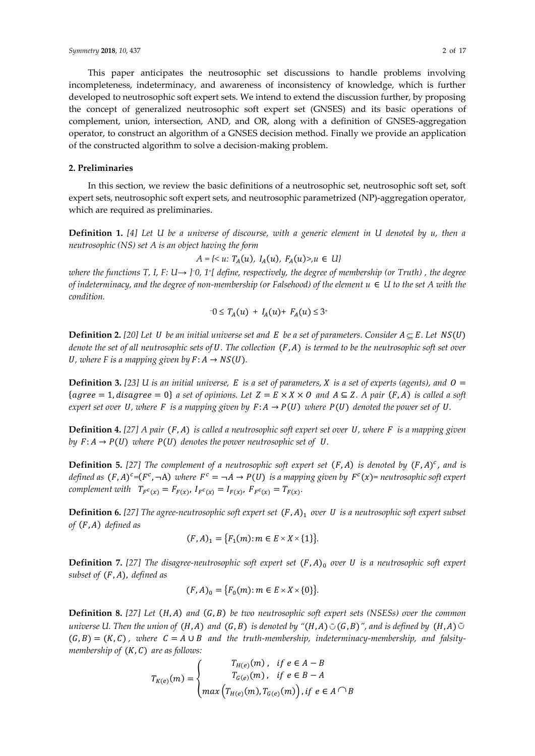This paper anticipates the neutrosophic set discussions to handle problems involving incompleteness, indeterminacy, and awareness of inconsistency of knowledge, which is further developed to neutrosophic soft expert sets. We intend to extend the discussion further, by proposing the concept of generalized neutrosophic soft expert set (GNSES) and its basic operations of complement, union, intersection, AND, and OR, along with a definition of GNSES-aggregation operator, to construct an algorithm of a GNSES decision method. Finally we provide an application of the constructed algorithm to solve a decision-making problem.

## 2. Preliminaries

In this section, we review the basic definitions of a neutrosophic set, neutrosophic soft set, soft expert sets, neutrosophic soft expert sets, and neutrosophic parametrized (NP)-aggregation operator, which are required as preliminaries.

**Definition 1.** *[4] Let U be a universe of discourse, with a generic element in U denoted by u, then a neutrosophic (NS) set A is an object having the form*

$$A = \{< u: T_A(u),\ I_A(u),\ F_A(u)>, u \in U\}$$

*where the functions T, I, F: U→ ]⁻0, 1⁺[ define, respectively, the degree of membership (or Truth), the degree of indeterminacy, and the degree of non-membership (or Falsehood) of the element $u \in U$ to the set A with the condition.*

$$^{-}0 \leq T_A(u) + I_A(u) + F_A(u) \leq 3^{+}$$

**Definition 2.** *[20] Let $U$ be an initial universe set and $E$ be a set of parameters. Consider $A \subseteq E$. Let $NS(U)$ denote the set of all neutrosophic sets of $U$. The collection $(F, A)$ is termed to be the neutrosophic soft set over $U$, where F is a mapping given by $F: A \to NS(U)$.*

**Definition 3.** *[23] $U$ is an initial universe, $E$ is a set of parameters, $X$ is a set of experts (agents), and $O = \{agree = 1, disagree = 0\}$ a set of opinions. Let $Z = E \times X \times O$ and $A \subseteq Z$. A pair $(F, A)$ is called a soft expert set over $U$, where $F$ is a mapping given by $F: A \to P(U)$ where $P(U)$ denoted the power set of $U$.*

**Definition 4.** *[27] A pair $(F, A)$ is called a neutrosophic soft expert set over $U$, where $F$ is a mapping given by $F: A \to P(U)$ where $P(U)$ denotes the power neutrosophic set of $U$.*

**Definition 5.** *[27] The complement of a neutrosophic soft expert set $(F, A)$ is denoted by $(F, A)^c$, and is defined as $(F, A)^c = (F^c, \neg A)$ where $F^c = \neg A \to P(U)$ is a mapping given by $F^c(x)$= neutrosophic soft expert complement with $T_{F^c(x)} = F_{F(x)}$, $I_{F^c(x)} = I_{F(x)}$, $F_{F^c(x)} = T_{F(x)}$.*

**Definition 6.** *[27] The agree-neutrosophic soft expert set $(F, A)_1$ over $U$ is a neutrosophic soft expert subset of $(F, A)$ defined as*

$$(F, A)_1 = \{F_1(m): m \in E \times X \times \{1\}\}.$$

**Definition 7.** *[27] The disagree-neutrosophic soft expert set $(F, A)_0$ over $U$ is a neutrosophic soft expert subset of $(F, A)$, defined as*

$$(F, A)_0 = \{F_0(m): m \in E \times X \times \{0\}\}.$$

**Definition 8.** *[27] Let $(H, A)$ and $(G, B)$ be two neutrosophic soft expert sets (NSESs) over the common universe U. Then the union of $(H, A)$ and $(G, B)$ is denoted by "$(H, A) \circlearrowleft (G, B)$", and is defined by $(H, A) \circlearrowleft (G, B) = (K, C)$, where $C = A \cup B$ and the truth-membership, indeterminacy-membership, and falsity-membership of $(K, C)$ are as follows:*

$$T_{K(e)}(m) = \begin{cases} T_{H(e)}(m), & if\ e \in A - B \\ T_{G(e)}(m), & if\ e \in B - A \\ max\left(T_{H(e)}(m), T_{G(e)}(m)\right), & if\ e \in A \cap B \end{cases}$$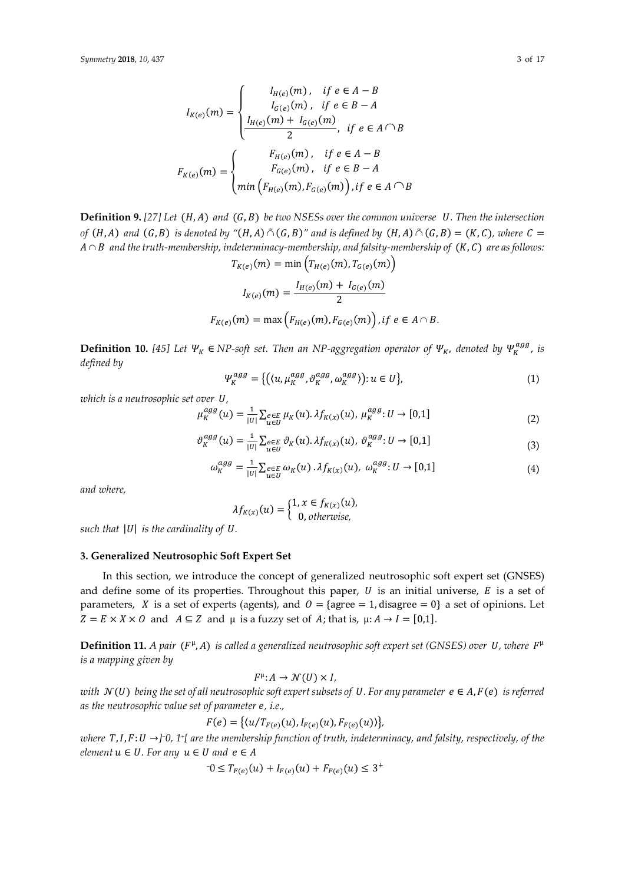$$I_{K(e)}(m) = \begin{cases} I_{H(e)}(m), & if\ e \in A - B \\ I_{G(e)}(m), & if\ e \in B - A \\ \dfrac{I_{H(e)}(m) + I_{G(e)}(m)}{2}, & if\ e \in A \cap B \end{cases}$$

$$F_{K(e)}(m) = \begin{cases} F_{H(e)}(m), & if\ e \in A - B \\ F_{G(e)}(m), & if\ e \in B - A \\ min\left(F_{H(e)}(m), F_{G(e)}(m)\right), & if\ e \in A \cap B \end{cases}$$

**Definition 9.** *[27] Let $(H, A)$ and $(G, B)$ be two NSESs over the common universe $U$. Then the intersection of $(H, A)$ and $(G, B)$ is denoted by "$(H, A) \tilde{\cap} (G, B)$" and is defined by $(H, A) \tilde{\cap} (G, B) = (K, C)$, where $C = A \cap B$ and the truth-membership, indeterminacy-membership, and falsity-membership of $(K, C)$ are as follows:*

$$T_{K(e)}(m) = \min\left(T_{H(e)}(m), T_{G(e)}(m)\right)$$

$$I_{K(e)}(m) = \frac{I_{H(e)}(m) + I_{G(e)}(m)}{2}$$

$$F_{K(e)}(m) = \max\left(F_{H(e)}(m), F_{G(e)}(m)\right), if\ e \in A \cap B.$$

**Definition 10.** *[45] Let $\Psi_K \in$ NP-soft set. Then an NP-aggregation operator of $\Psi_K$, denoted by $\Psi_K^{agg}$, is defined by*

$$\Psi_K^{agg} = \left\{\left(\langle u, \mu_K^{agg}, \vartheta_K^{agg}, \omega_K^{agg} \rangle\right): u \in U\right\}, \tag{1}$$

*which is a neutrosophic set over $U$,*

$$\mu_K^{agg}(u) = \frac{1}{|U|}\sum_{\substack{e \in E \\ u \in U}} \mu_K(u).\lambda f_{K(x)}(u),\ \mu_K^{agg}: U \to [0,1] \tag{2}$$

$$\vartheta_K^{agg}(u) = \frac{1}{|U|}\sum_{\substack{e \in E \\ u \in U}} \vartheta_K(u).\lambda f_{K(x)}(u),\ \vartheta_K^{agg}: U \to [0,1] \tag{3}$$

$$\omega_K^{agg} = \frac{1}{|U|}\sum_{\substack{e \in E \\ u \in U}} \omega_K(u).\lambda f_{K(x)}(u),\ \omega_K^{agg}: U \to [0,1] \tag{4}$$

*and where,*

$$\lambda f_{K(x)}(u) = \begin{cases} 1, x \in f_{K(x)}(u), \\ 0, otherwise, \end{cases}$$

*such that $|U|$ is the cardinality of $U$.*

## 3. Generalized Neutrosophic Soft Expert Set

In this section, we introduce the concept of generalized neutrosophic soft expert set (GNSES) and define some of its properties. Throughout this paper, $U$ is an initial universe, $E$ is a set of parameters, $X$ is a set of experts (agents), and $O = \{\text{agree} = 1, \text{disagree} = 0\}$ a set of opinions. Let $Z = E \times X \times O$ and $A \subseteq Z$ and $\mu$ is a fuzzy set of $A$; that is, $\mu: A \to I = [0,1]$.

**Definition 11.** *A pair $(F^{\mu}, A)$ is called a generalized neutrosophic soft expert set (GNSES) over $U$, where $F^{\mu}$ is a mapping given by*

$$F^{\mu}: A \to \mathcal{N}(U) \times I,$$

*with $\mathcal{N}(U)$ being the set of all neutrosophic soft expert subsets of $U$. For any parameter $e \in A, F(e)$ is referred as the neutrosophic value set of parameter $e$, i.e.,*

$$F(e) = \left\{\langle u/T_{F(e)}(u), I_{F(e)}(u), F_{F(e)}(u)\rangle\right\},$$

*where $T, I, F: U \to ]^{-}0, 1^{+}[$ are the membership function of truth, indeterminacy, and falsity, respectively, of the element $u \in U$. For any $u \in U$ and $e \in A$*

$$^{-}0 \leq T_{F(e)}(u) + I_{F(e)}(u) + F_{F(e)}(u) \leq 3^{+}$$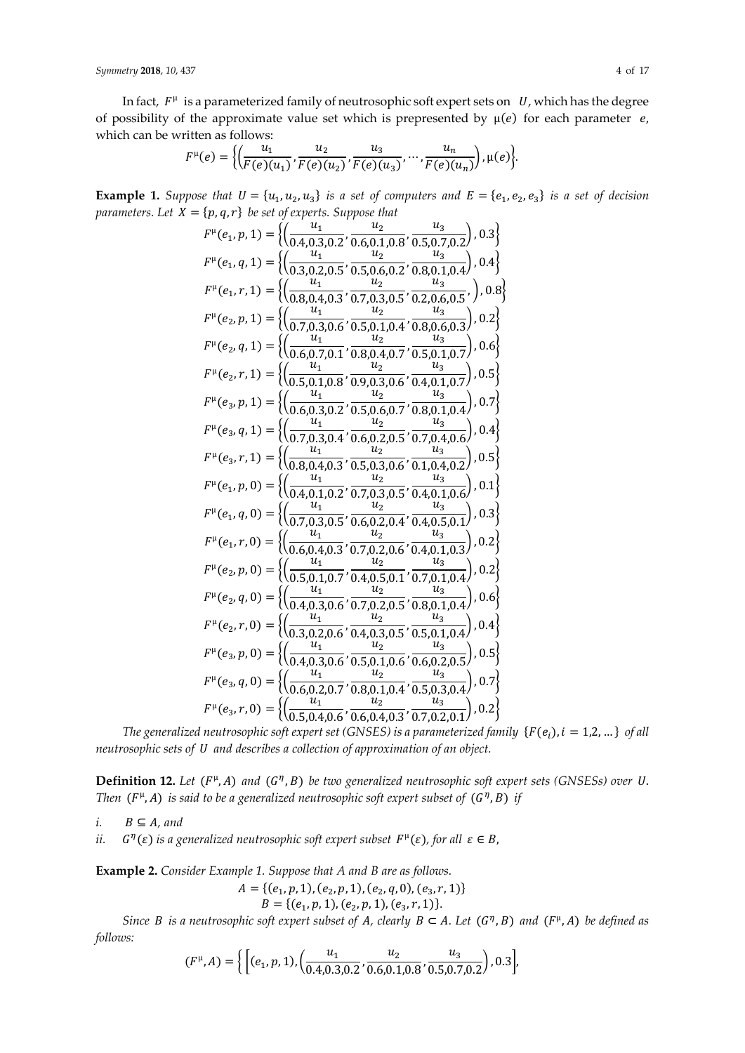In fact, $F^{\mu}$ is a parameterized family of neutrosophic soft expert sets on $U$, which has the degree of possibility of the approximate value set which is prepresented by $\mu(e)$ for each parameter $e$, which can be written as follows:

$$F^{\mu}(e) = \left\{\left(\frac{u_1}{F(e)(u_1)}, \frac{u_2}{F(e)(u_2)}, \frac{u_3}{F(e)(u_3)}, \cdots, \frac{u_n}{F(e)(u_n)}\right), \mu(e)\right\}.$$

**Example 1.** *Suppose that $U = \{u_1, u_2, u_3\}$ is a set of computers and $E = \{e_1, e_2, e_3\}$ is a set of decision parameters. Let $X = \{p, q, r\}$ be set of experts. Suppose that*

$$F^{\mu}(e_1, p, 1) = \left\{\left(\frac{u_1}{0.4,0.3,0.2}, \frac{u_2}{0.6,0.1,0.8}, \frac{u_3}{0.5,0.7,0.2}\right), 0.3\right\}$$

$$F^{\mu}(e_1, q, 1) = \left\{\left(\frac{u_1}{0.3,0.2,0.5}, \frac{u_2}{0.5,0.6,0.2}, \frac{u_3}{0.8,0.1,0.4}\right), 0.4\right\}$$

$$F^{\mu}(e_1, r, 1) = \left\{\left(\frac{u_1}{0.8,0.4,0.3}, \frac{u_2}{0.7,0.3,0.5}, \frac{u_3}{0.2,0.6,0.5}, \right), 0.8\right\}$$

$$F^{\mu}(e_2, p, 1) = \left\{\left(\frac{u_1}{0.7,0.3,0.6}, \frac{u_2}{0.5,0.1,0.4}, \frac{u_3}{0.8,0.6,0.3}\right), 0.2\right\}$$

$$F^{\mu}(e_2, q, 1) = \left\{\left(\frac{u_1}{0.6,0.7,0.1}, \frac{u_2}{0.8,0.4,0.7}, \frac{u_3}{0.5,0.1,0.7}\right), 0.6\right\}$$

$$F^{\mu}(e_2, r, 1) = \left\{\left(\frac{u_1}{0.5,0.1,0.8}, \frac{u_2}{0.9,0.3,0.6}, \frac{u_3}{0.4,0.1,0.7}\right), 0.5\right\}$$

$$F^{\mu}(e_3, p, 1) = \left\{\left(\frac{u_1}{0.6,0.3,0.2}, \frac{u_2}{0.5,0.6,0.7}, \frac{u_3}{0.8,0.1,0.4}\right), 0.7\right\}$$

$$F^{\mu}(e_3, q, 1) = \left\{\left(\frac{u_1}{0.7,0.3,0.4}, \frac{u_2}{0.6,0.2,0.5}, \frac{u_3}{0.7,0.4,0.6}\right), 0.4\right\}$$

$$F^{\mu}(e_3, r, 1) = \left\{\left(\frac{u_1}{0.8,0.4,0.3}, \frac{u_2}{0.5,0.3,0.6}, \frac{u_3}{0.1,0.4,0.2}\right), 0.5\right\}$$

$$F^{\mu}(e_1, p, 0) = \left\{\left(\frac{u_1}{0.4,0.1,0.2}, \frac{u_2}{0.7,0.3,0.5}, \frac{u_3}{0.4,0.1,0.6}\right), 0.1\right\}$$

$$F^{\mu}(e_1, q, 0) = \left\{\left(\frac{u_1}{0.7,0.3,0.5}, \frac{u_2}{0.6,0.2,0.4}, \frac{u_3}{0.4,0.5,0.1}\right), 0.3\right\}$$

$$F^{\mu}(e_1, r, 0) = \left\{\left(\frac{u_1}{0.6,0.4,0.3}, \frac{u_2}{0.7,0.2,0.6}, \frac{u_3}{0.4,0.1,0.3}\right), 0.2\right\}$$

$$F^{\mu}(e_2, p, 0) = \left\{\left(\frac{u_1}{0.5,0.1,0.7}, \frac{u_2}{0.4,0.5,0.1}, \frac{u_3}{0.7,0.1,0.4}\right), 0.2\right\}$$

$$F^{\mu}(e_2, q, 0) = \left\{\left(\frac{u_1}{0.4,0.3,0.6}, \frac{u_2}{0.7,0.2,0.5}, \frac{u_3}{0.8,0.1,0.4}\right), 0.6\right\}$$

$$F^{\mu}(e_2, r, 0) = \left\{\left(\frac{u_1}{0.3,0.2,0.6}, \frac{u_2}{0.4,0.3,0.5}, \frac{u_3}{0.5,0.1,0.4}\right), 0.4\right\}$$

$$F^{\mu}(e_3, p, 0) = \left\{\left(\frac{u_1}{0.4,0.3,0.6}, \frac{u_2}{0.5,0.1,0.6}, \frac{u_3}{0.6,0.2,0.5}\right), 0.5\right\}$$

$$F^{\mu}(e_3, q, 0) = \left\{\left(\frac{u_1}{0.6,0.2,0.7}, \frac{u_2}{0.8,0.1,0.4}, \frac{u_3}{0.5,0.3,0.4}\right), 0.7\right\}$$

$$F^{\mu}(e_3, r, 0) = \left\{\left(\frac{u_1}{0.5,0.4,0.6}, \frac{u_2}{0.6,0.4,0.3}, \frac{u_3}{0.7,0.2,0.1}\right), 0.2\right\}$$

*The generalized neutrosophic soft expert set (GNSES) is a parameterized family $\{F(e_i), i = 1,2, \ldots\}$ of all neutrosophic sets of $U$ and describes a collection of approximation of an object.*

**Definition 12.** *Let $(F^{\mu}, A)$ and $(G^{\eta}, B)$ be two generalized neutrosophic soft expert sets (GNSESs) over $U$. Then $(F^{\mu}, A)$ is said to be a generalized neutrosophic soft expert subset of $(G^{\eta}, B)$ if*

*i.* $B \subseteq A$*, and*

*ii.* $G^{\eta}(\varepsilon)$ *is a generalized neutrosophic soft expert subset* $F^{\mu}(\varepsilon)$*, for all* $\varepsilon \in B$*,*

**Example 2.** *Consider Example 1. Suppose that A and B are as follows.*

$$A = \{(e_1, p, 1), (e_2, p, 1), (e_2, q, 0), (e_3, r, 1)\}$$

$$B = \{(e_1, p, 1), (e_2, p, 1), (e_3, r, 1)\}.$$

*Since $B$ is a neutrosophic soft expert subset of $A$, clearly $B \subset A$. Let $(G^{\eta}, B)$ and $(F^{\mu}, A)$ be defined as follows:*

$$(F^{\mu}, A) = \left\{ \left[(e_1, p, 1), \left(\frac{u_1}{0.4,0.3,0.2}, \frac{u_2}{0.6,0.1,0.8}, \frac{u_3}{0.5,0.7,0.2}\right), 0.3\right],\right.$$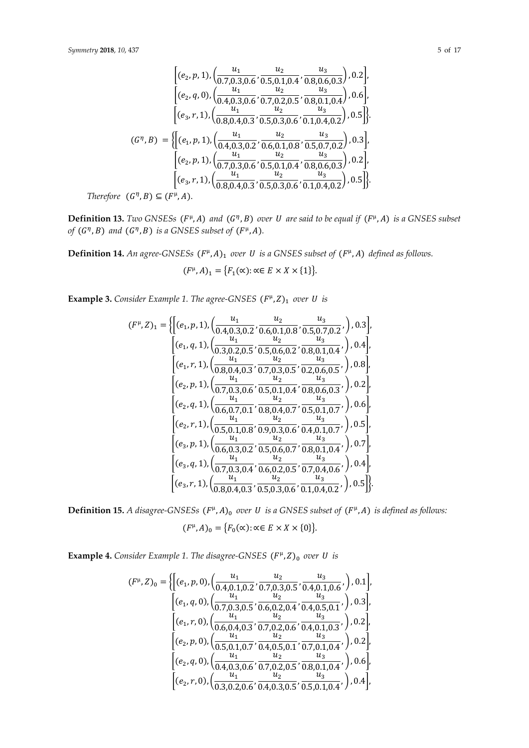$$\left[(e_2, p, 1), \left(\frac{u_1}{0.7,0.3,0.6}, \frac{u_2}{0.5,0.1,0.4}, \frac{u_3}{0.8,0.6,0.3}\right), 0.2\right],$$
$$\left[(e_2, q, 0), \left(\frac{u_1}{0.4,0.3,0.6}, \frac{u_2}{0.7,0.2,0.5}, \frac{u_3}{0.8,0.1,0.4}\right), 0.6\right],$$
$$\left[(e_3, r, 1), \left(\frac{u_1}{0.8,0.4,0.3}, \frac{u_2}{0.5,0.3,0.6}, \frac{u_3}{0.1,0.4,0.2}\right), 0.5\right]\Big\}.$$

$$(G^{\eta}, B) = \Big\{\left[(e_1, p, 1), \left(\frac{u_1}{0.4,0.3,0.2}, \frac{u_2}{0.6,0.1,0.8}, \frac{u_3}{0.5,0.7,0.2}\right), 0.3\right],$$
$$\left[(e_2, p, 1), \left(\frac{u_1}{0.7,0.3,0.6}, \frac{u_2}{0.5,0.1,0.4}, \frac{u_3}{0.8,0.6,0.3}\right), 0.2\right],$$
$$\left[(e_3, r, 1), \left(\frac{u_1}{0.8,0.4,0.3}, \frac{u_2}{0.5,0.3,0.6}, \frac{u_3}{0.1,0.4,0.2}\right), 0.5\right]\Big\}.$$

*Therefore* $(G^{\eta}, B) \subseteq (F^{\mu}, A)$.

**Definition 13.** *Two GNSESs* $(F^{\mu}, A)$ *and* $(G^{\eta}, B)$ *over* $U$ *are said to be equal if* $(F^{\mu}, A)$ *is a GNSES subset of* $(G^{\eta}, B)$ *and* $(G^{\eta}, B)$ *is a GNSES subset of* $(F^{\mu}, A)$.

**Definition 14.** *An agree-GNSESs* $(F^{\mu}, A)_1$ *over* $U$ *is a GNSES subset of* $(F^{\mu}, A)$ *defined as follows.*

$$(F^{\mu}, A)_1 = \{F_1(\propto) : \propto \in E \times X \times \{1\}\}.$$

**Example 3.** *Consider Example 1. The agree-GNSES* $(F^{\mu}, Z)_1$ *over* $U$ *is*

$$(F^{\mu}, Z)_1 = \Big\{\left[(e_1, p, 1), \left(\frac{u_1}{0.4,0.3,0.2}, \frac{u_2}{0.6,0.1,0.8}, \frac{u_3}{0.5,0.7,0.2},\right), 0.3\right],$$
$$\left[(e_1, q, 1), \left(\frac{u_1}{0.3,0.2,0.5}, \frac{u_2}{0.5,0.6,0.2}, \frac{u_3}{0.8,0.1,0.4},\right), 0.4\right],$$
$$\left[(e_1, r, 1), \left(\frac{u_1}{0.8,0.4,0.3}, \frac{u_2}{0.7,0.3,0.5}, \frac{u_3}{0.2,0.6,0.5},\right), 0.8\right],$$
$$\left[(e_2, p, 1), \left(\frac{u_1}{0.7,0.3,0.6}, \frac{u_2}{0.5,0.1,0.4}, \frac{u_3}{0.8,0.6,0.3},\right), 0.2\right],$$
$$\left[(e_2, q, 1), \left(\frac{u_1}{0.6,0.7,0.1}, \frac{u_2}{0.8,0.4,0.7}, \frac{u_3}{0.5,0.1,0.7},\right), 0.6\right],$$
$$\left[(e_2, r, 1), \left(\frac{u_1}{0.5,0.1,0.8}, \frac{u_2}{0.9,0.3,0.6}, \frac{u_3}{0.4,0.1,0.7},\right), 0.5\right],$$
$$\left[(e_3, p, 1), \left(\frac{u_1}{0.6,0.3,0.2}, \frac{u_2}{0.5,0.6,0.7}, \frac{u_3}{0.8,0.1,0.4},\right), 0.7\right],$$
$$\left[(e_3, q, 1), \left(\frac{u_1}{0.7,0.3,0.4}, \frac{u_2}{0.6,0.2,0.5}, \frac{u_3}{0.7,0.4,0.6},\right), 0.4\right],$$
$$\left[(e_3, r, 1), \left(\frac{u_1}{0.8,0.4,0.3}, \frac{u_2}{0.5,0.3,0.6}, \frac{u_3}{0.1,0.4,0.2},\right), 0.5\right]\Big\}.$$

**Definition 15.** *A disagree-GNSESs* $(F^{\mu}, A)_0$ *over* $U$ *is a GNSES subset of* $(F^{\mu}, A)$ *is defined as follows:*

$$(F^{\mu}, A)_0 = \{F_0(\propto) : \propto \in E \times X \times \{0\}\}.$$

**Example 4.** *Consider Example 1. The disagree-GNSES* $(F^{\mu}, Z)_0$ *over* $U$ *is*

$$(F^{\mu}, Z)_0 = \Big\{\left[(e_1, p, 0), \left(\frac{u_1}{0.4,0.1,0.2}, \frac{u_2}{0.7,0.3,0.5}, \frac{u_3}{0.4,0.1,0.6},\right), 0.1\right],$$
$$\left[(e_1, q, 0), \left(\frac{u_1}{0.7,0.3,0.5}, \frac{u_2}{0.6,0.2,0.4}, \frac{u_3}{0.4,0.5,0.1},\right), 0.3\right],$$
$$\left[(e_1, r, 0), \left(\frac{u_1}{0.6,0.4,0.3}, \frac{u_2}{0.7,0.2,0.6}, \frac{u_3}{0.4,0.1,0.3},\right), 0.2\right],$$
$$\left[(e_2, p, 0), \left(\frac{u_1}{0.5,0.1,0.7}, \frac{u_2}{0.4,0.5,0.1}, \frac{u_3}{0.7,0.1,0.4},\right), 0.2\right],$$
$$\left[(e_2, q, 0), \left(\frac{u_1}{0.4,0.3,0.6}, \frac{u_2}{0.7,0.2,0.5}, \frac{u_3}{0.8,0.1,0.4},\right), 0.6\right],$$
$$\left[(e_2, r, 0), \left(\frac{u_1}{0.3,0.2,0.6}, \frac{u_2}{0.4,0.3,0.5}, \frac{u_3}{0.5,0.1,0.4},\right), 0.4\right],$$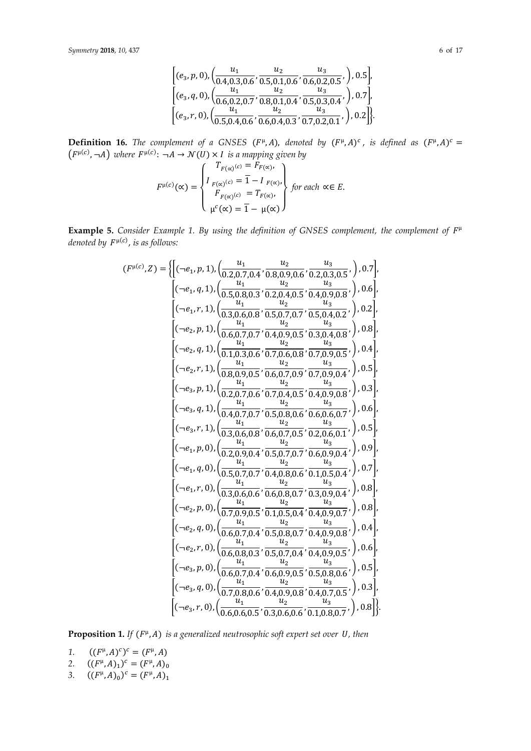$$\left[(e_3, p, 0), \left(\frac{u_1}{0.4,0.3,0.6}, \frac{u_2}{0.5,0.1,0.6}, \frac{u_3}{0.6,0.2,0.5}, \right), 0.5\right],$$
$$\left[(e_3, q, 0), \left(\frac{u_1}{0.6,0.2,0.7}, \frac{u_2}{0.8,0.1,0.4}, \frac{u_3}{0.5,0.3,0.4}, \right), 0.7\right],$$
$$\left[(e_3, r, 0), \left(\frac{u_1}{0.5,0.4,0.6}, \frac{u_2}{0.6,0.4,0.3}, \frac{u_3}{0.7,0.2,0.1}, \right), 0.2\right]\Big\}.$$

**Definition 16.** *The complement of a GNSES* $(F^{\mu}, A)$, *denoted by* $(F^{\mu}, A)^c$, *is defined as* $(F^{\mu}, A)^c = \left(F^{\mu(c)}, \neg A\right)$ *where* $F^{\mu(c)}: \neg A \to \mathcal{N}(U) \times I$ *is a mapping given by*

$$F^{\mu(c)}(\propto) = \left\{ \begin{array}{c} T_{F(\propto)^{(c)}} = F_{F(\propto)}, \\ I_{F(\propto)^{(c)}} = \overline{1} - I_{F(\propto)}, \\ F_{F(\propto)^{(c)}} = T_{F(\propto)}, \\ \mu^c(\propto) = \overline{1} - \mu(\propto) \end{array} \right\} \text{ for each } \propto \in E.$$

**Example 5.** *Consider Example 1. By using the definition of GNSES complement, the complement of* $F^{\mu}$ *denoted by* $F^{\mu(c)}$, *is as follows:*

$$\begin{aligned}
(F^{\mu(c)}, Z) = \Big\{ & \left[(\neg e_1, p, 1), \left(\frac{u_1}{0.2,0.7,0.4}, \frac{u_2}{0.8,0.9,0.6}, \frac{u_3}{0.2,0.3,0.5}, \right), 0.7\right], \\
& \left[(\neg e_1, q, 1), \left(\frac{u_1}{0.5,0.8,0.3}, \frac{u_2}{0.2,0.4,0.5}, \frac{u_3}{0.4,0.9,0.8}, \right), 0.6\right], \\
& \left[(\neg e_1, r, 1), \left(\frac{u_1}{0.3,0.6,0.8}, \frac{u_2}{0.5,0.7,0.7}, \frac{u_3}{0.5,0.4,0.2}, \right), 0.2\right], \\
& \left[(\neg e_2, p, 1), \left(\frac{u_1}{0.6,0.7,0.7}, \frac{u_2}{0.4,0.9,0.5}, \frac{u_3}{0.3,0.4,0.8}, \right), 0.8\right], \\
& \left[(\neg e_2, q, 1), \left(\frac{u_1}{0.1,0.3,0.6}, \frac{u_2}{0.7,0.6,0.8}, \frac{u_3}{0.7,0.9,0.5}, \right), 0.4\right], \\
& \left[(\neg e_2, r, 1), \left(\frac{u_1}{0.8,0.9,0.5}, \frac{u_2}{0.6,0.7,0.9}, \frac{u_3}{0.7,0.9,0.4}, \right), 0.5\right], \\
& \left[(\neg e_3, p, 1), \left(\frac{u_1}{0.2,0.7,0.6}, \frac{u_2}{0.7,0.4,0.5}, \frac{u_3}{0.4,0.9,0.8}, \right), 0.3\right], \\
& \left[(\neg e_3, q, 1), \left(\frac{u_1}{0.4,0.7,0.7}, \frac{u_2}{0.5,0.8,0.6}, \frac{u_3}{0.6,0.6,0.7}, \right), 0.6\right], \\
& \left[(\neg e_3, r, 1), \left(\frac{u_1}{0.3,0.6,0.8}, \frac{u_2}{0.6,0.7,0.5}, \frac{u_3}{0.2,0.6,0.1}, \right), 0.5\right], \\
& \left[(\neg e_1, p, 0), \left(\frac{u_1}{0.2,0.9,0.4}, \frac{u_2}{0.5,0.7,0.7}, \frac{u_3}{0.6,0.9,0.4}, \right), 0.9\right], \\
& \left[(\neg e_1, q, 0), \left(\frac{u_1}{0.5,0.7,0.7}, \frac{u_2}{0.4,0.8,0.6}, \frac{u_3}{0.1,0.5,0.4}, \right), 0.7\right], \\
& \left[(\neg e_1, r, 0), \left(\frac{u_1}{0.3,0.6,0.6}, \frac{u_2}{0.6,0.8,0.7}, \frac{u_3}{0.3,0.9,0.4}, \right), 0.8\right], \\
& \left[(\neg e_2, p, 0), \left(\frac{u_1}{0.7,0.9,0.5}, \frac{u_2}{0.1,0.5,0.4}, \frac{u_3}{0.4,0.9,0.7}, \right), 0.8\right], \\
& \left[(\neg e_2, q, 0), \left(\frac{u_1}{0.6,0.7,0.4}, \frac{u_2}{0.5,0.8,0.7}, \frac{u_3}{0.4,0.9,0.8}, \right), 0.4\right], \\
& \left[(\neg e_2, r, 0), \left(\frac{u_1}{0.6,0.8,0.3}, \frac{u_2}{0.5,0.7,0.4}, \frac{u_3}{0.4,0.9,0.5}, \right), 0.6\right], \\
& \left[(\neg e_3, p, 0), \left(\frac{u_1}{0.6,0.7,0.4}, \frac{u_2}{0.6,0.9,0.5}, \frac{u_3}{0.5,0.8,0.6}, \right), 0.5\right], \\
& \left[(\neg e_3, q, 0), \left(\frac{u_1}{0.7,0.8,0.6}, \frac{u_2}{0.4,0.9,0.8}, \frac{u_3}{0.4,0.7,0.5}, \right), 0.3\right], \\
& \left[(\neg e_3, r, 0), \left(\frac{u_1}{0.6,0.6,0.5}, \frac{u_2}{0.3,0.6,0.6}, \frac{u_3}{0.1,0.8,0.7}, \right), 0.8\right]\Big\}.
\end{aligned}$$

**Proposition 1.** *If* $(F^{\mu}, A)$ *is a generalized neutrosophic soft expert set over* $U$, *then*

1. $((F^{\mu}, A)^c)^c = (F^{\mu}, A)$
2. $((F^{\mu}, A)_1)^c = (F^{\mu}, A)_0$
3. $((F^{\mu}, A)_0)^c = (F^{\mu}, A)_1$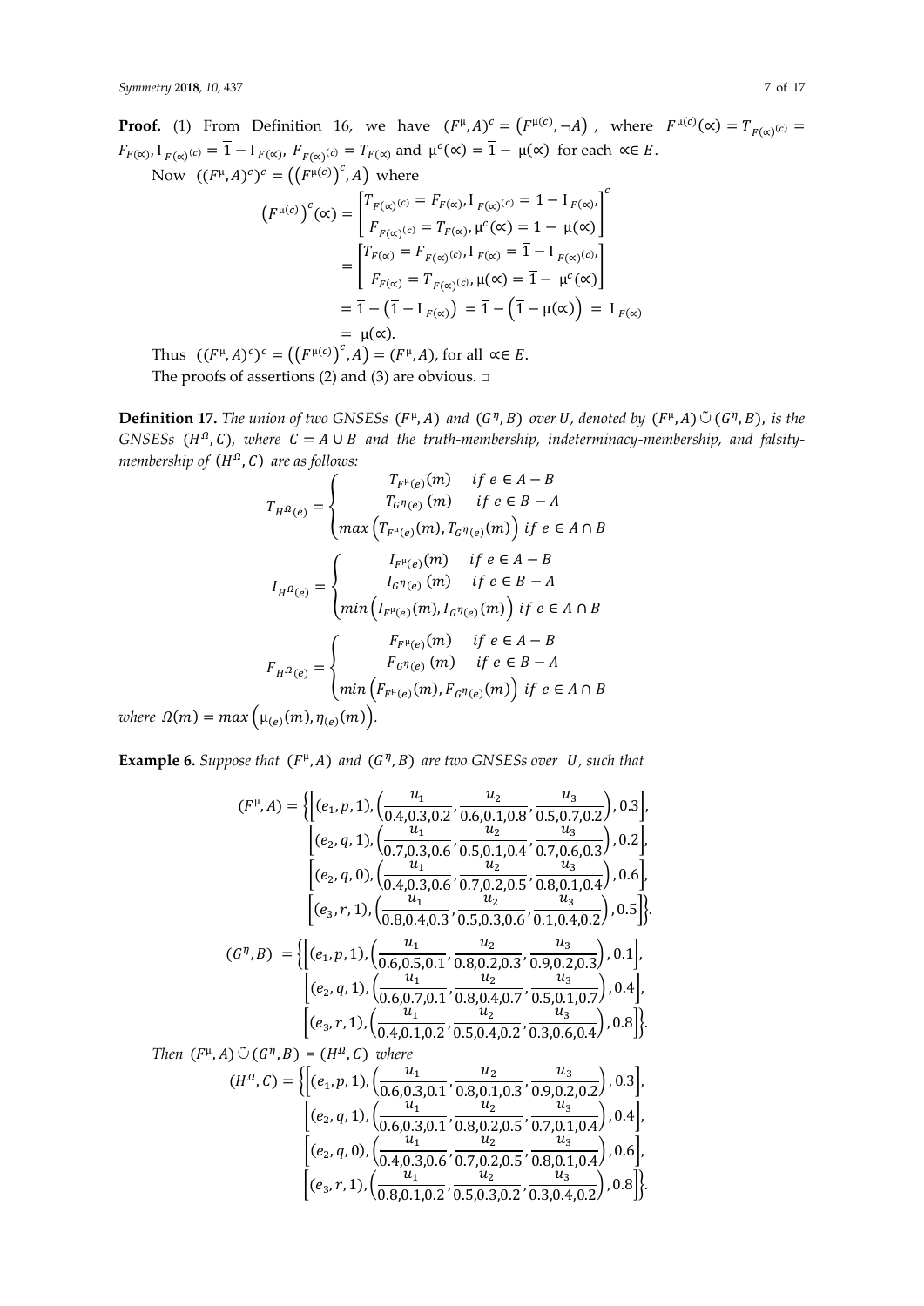**Proof.** (1) From Definition 16, we have $(F^{\mu}, A)^c = (F^{\mu(c)}, \neg A)$, where $F^{\mu(c)}(\propto) = T_{F(\propto)^{(c)}} = F_{F(\propto)}, I_{F(\propto)^{(c)}} = \overline{1} - I_{F(\propto)}, F_{F(\propto)^{(c)}} = T_{F(\propto)}$ and $\mu^c(\propto) = \overline{1} - \mu(\propto)$ for each $\propto \in E$.

Now $((F^{\mu}, A)^c)^c = \left(\left(F^{\mu(c)}\right)^c, A\right)$ where

$$\left(F^{\mu(c)}\right)^c(\propto) = \begin{bmatrix} T_{F(\propto)^{(c)}} = F_{F(\propto)}, I_{F(\propto)^{(c)}} = \overline{1} - I_{F(\propto)}, \\ F_{F(\propto)^{(c)}} = T_{F(\propto)}, \mu^c(\propto) = \overline{1} - \mu(\propto) \end{bmatrix}^c$$

$$= \begin{bmatrix} T_{F(\propto)} = F_{F(\propto)^{(c)}}, I_{F(\propto)} = \overline{1} - I_{F(\propto)^{(c)}}, \\ F_{F(\propto)} = T_{F(\propto)^{(c)}}, \mu(\propto) = \overline{1} - \mu^c(\propto) \end{bmatrix}$$

$$= \overline{1} - \left(\overline{1} - I_{F(\propto)}\right) = \overline{1} - \left(\overline{1} - \mu(\propto)\right) = I_{F(\propto)}$$

$$= \mu(\propto).$$

Thus $((F^{\mu}, A)^c)^c = \left(\left(F^{\mu(c)}\right)^c, A\right) = (F^{\mu}, A)$, for all $\propto \in E$.

The proofs of assertions (2) and (3) are obvious. □

**Definition 17.** *The union of two GNSESs $(F^{\mu}, A)$ and $(G^{\eta}, B)$ over $U$, denoted by $(F^{\mu}, A) \tilde{\cup} (G^{\eta}, B)$, is the GNSESs $(H^{\Omega}, C)$, where $C = A \cup B$ and the truth-membership, indeterminacy-membership, and falsity-membership of $(H^{\Omega}, C)$ are as follows:*

$$T_{H^{\Omega}(e)} = \begin{cases} T_{F^{\mu}(e)}(m) & if\ e \in A - B \\ T_{G^{\eta}(e)}(m) & if\ e \in B - A \\ max\left(T_{F^{\mu}(e)}(m), T_{G^{\eta}(e)}(m)\right) & if\ e \in A \cap B \end{cases}$$

$$I_{H^{\Omega}(e)} = \begin{cases} I_{F^{\mu}(e)}(m) & if\ e \in A - B \\ I_{G^{\eta}(e)}(m) & if\ e \in B - A \\ min\left(I_{F^{\mu}(e)}(m), I_{G^{\eta}(e)}(m)\right) & if\ e \in A \cap B \end{cases}$$

$$F_{H^{\Omega}(e)} = \begin{cases} F_{F^{\mu}(e)}(m) & if\ e \in A - B \\ F_{G^{\eta}(e)}(m) & if\ e \in B - A \\ min\left(F_{F^{\mu}(e)}(m), F_{G^{\eta}(e)}(m)\right) & if\ e \in A \cap B \end{cases}$$

*where* $\Omega(m) = max\left(\mu_{(e)}(m), \eta_{(e)}(m)\right)$.

**Example 6.** *Suppose that $(F^{\mu}, A)$ and $(G^{\eta}, B)$ are two GNSESs over $U$, such that*

$$(F^{\mu}, A) = \left\{\left[(e_1, p, 1), \left(\frac{u_1}{0.4, 0.3, 0.2}, \frac{u_2}{0.6, 0.1, 0.8}, \frac{u_3}{0.5, 0.7, 0.2}\right), 0.3\right],\right.$$
$$\left[(e_2, q, 1), \left(\frac{u_1}{0.7, 0.3, 0.6}, \frac{u_2}{0.5, 0.1, 0.4}, \frac{u_3}{0.7, 0.6, 0.3}\right), 0.2\right],$$
$$\left[(e_2, q, 0), \left(\frac{u_1}{0.4, 0.3, 0.6}, \frac{u_2}{0.7, 0.2, 0.5}, \frac{u_3}{0.8, 0.1, 0.4}\right), 0.6\right],$$
$$\left.\left[(e_3, r, 1), \left(\frac{u_1}{0.8, 0.4, 0.3}, \frac{u_2}{0.5, 0.3, 0.6}, \frac{u_3}{0.1, 0.4, 0.2}\right), 0.5\right]\right\}.$$

$$(G^{\eta}, B) = \left\{\left[(e_1, p, 1), \left(\frac{u_1}{0.6, 0.5, 0.1}, \frac{u_2}{0.8, 0.2, 0.3}, \frac{u_3}{0.9, 0.2, 0.3}\right), 0.1\right],\right.$$
$$\left[(e_2, q, 1), \left(\frac{u_1}{0.6, 0.7, 0.1}, \frac{u_2}{0.8, 0.4, 0.7}, \frac{u_3}{0.5, 0.1, 0.7}\right), 0.4\right],$$
$$\left.\left[(e_3, r, 1), \left(\frac{u_1}{0.4, 0.1, 0.2}, \frac{u_2}{0.5, 0.4, 0.2}, \frac{u_3}{0.3, 0.6, 0.4}\right), 0.8\right]\right\}.$$

*Then* $(F^{\mu}, A) \tilde{\cup} (G^{\eta}, B) = (H^{\Omega}, C)$ *where*

$$(H^{\Omega}, C) = \left\{\left[(e_1, p, 1), \left(\frac{u_1}{0.6, 0.3, 0.1}, \frac{u_2}{0.8, 0.1, 0.3}, \frac{u_3}{0.9, 0.2, 0.2}\right), 0.3\right],\right.$$
$$\left[(e_2, q, 1), \left(\frac{u_1}{0.6, 0.3, 0.1}, \frac{u_2}{0.8, 0.2, 0.5}, \frac{u_3}{0.7, 0.1, 0.4}\right), 0.4\right],$$
$$\left[(e_2, q, 0), \left(\frac{u_1}{0.4, 0.3, 0.6}, \frac{u_2}{0.7, 0.2, 0.5}, \frac{u_3}{0.8, 0.1, 0.4}\right), 0.6\right],$$
$$\left.\left[(e_3, r, 1), \left(\frac{u_1}{0.8, 0.1, 0.2}, \frac{u_2}{0.5, 0.3, 0.2}, \frac{u_3}{0.3, 0.4, 0.2}\right), 0.8\right]\right\}.$$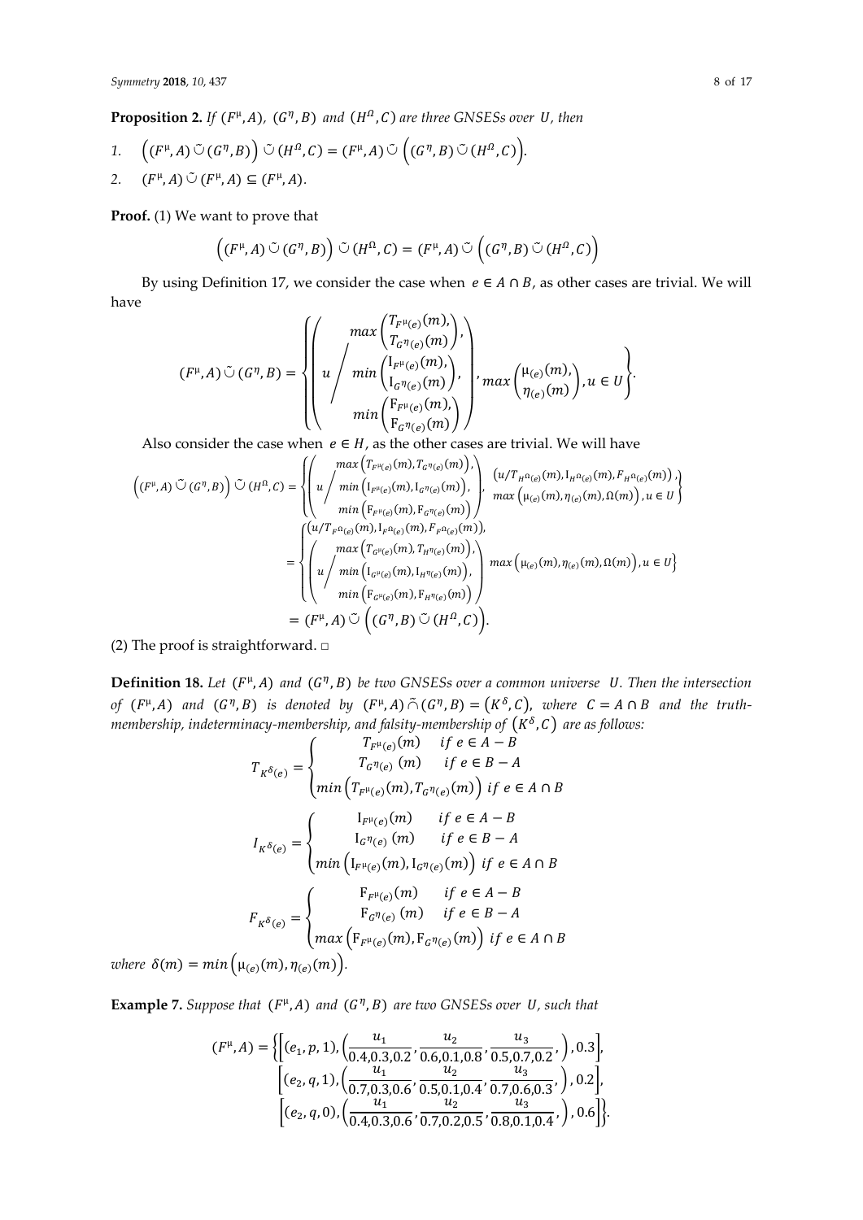**Proposition 2.** *If $(F^{\mu}, A)$, $(G^{\eta}, B)$ and $(H^{\Omega}, C)$ are three GNSESs over $U$, then*

1. $\left((F^{\mu}, A) \tilde{\cup} (G^{\eta}, B)\right) \tilde{\cup} (H^{\Omega}, C) = (F^{\mu}, A) \tilde{\cup} \left((G^{\eta}, B) \tilde{\cup} (H^{\Omega}, C)\right)$.
2. $(F^{\mu}, A) \tilde{\cup} (F^{\mu}, A) \subseteq (F^{\mu}, A)$.

**Proof.** (1) We want to prove that

$$\left((F^{\mu}, A) \tilde{\cup} (G^{\eta}, B)\right) \tilde{\cup} (H^{\Omega}, C) = (F^{\mu}, A) \tilde{\cup} \left((G^{\eta}, B) \tilde{\cup} (H^{\Omega}, C)\right)$$

By using Definition 17, we consider the case when $e \in A \cap B$, as other cases are trivial. We will have

$$(F^{\mu}, A) \tilde{\cup} (G^{\eta}, B) = \left\{ \left( u \Big/ \begin{matrix} \max\begin{pmatrix} T_{F^{\mu}(e)}(m), \\ T_{G^{\eta}(e)}(m) \end{pmatrix}, \\ \min\begin{pmatrix} I_{F^{\mu}(e)}(m), \\ I_{G^{\eta}(e)}(m) \end{pmatrix}, \\ \min\begin{pmatrix} F_{F^{\mu}(e)}(m), \\ F_{G^{\eta}(e)}(m) \end{pmatrix} \end{matrix} \right), \max\begin{pmatrix} \mu_{(e)}(m), \\ \eta_{(e)}(m) \end{pmatrix}, u \in U \right\}.$$

Also consider the case when $e \in H$, as the other cases are trivial. We will have

$$\begin{aligned}
\left((F^{\mu}, A) \tilde{\cup} (G^{\eta}, B)\right) \tilde{\cup} (H^{\Omega}, C) &= \left\{ \left( u \Big/ \begin{matrix} \max\left(T_{F^{\mu}(e)}(m), T_{G^{\eta}(e)}(m)\right), \\ \min\left(I_{F^{\mu}(e)}(m), I_{G^{\eta}(e)}(m)\right), \\ \min\left(F_{F^{\mu}(e)}(m), F_{G^{\eta}(e)}(m)\right) \end{matrix} \right), \begin{matrix} \left(u/T_{H^{\Omega}(e)}(m), I_{H^{\Omega}(e)}(m), F_{H^{\Omega}(e)}(m)\right), \\ \max\left(\mu_{(e)}(m), \eta_{(e)}(m), \Omega(m)\right), u \in U \end{matrix} \right\} \\
&= \left\{ \begin{matrix} \left(u/T_{F^{\Omega}(e)}(m), I_{F^{\Omega}(e)}(m), F_{F^{\Omega}(e)}(m)\right), \\ \left( u \Big/ \begin{matrix} \max\left(T_{G^{\mu}(e)}(m), T_{H^{\eta}(e)}(m)\right), \\ \min\left(I_{G^{\mu}(e)}(m), I_{H^{\eta}(e)}(m)\right), \\ \min\left(F_{G^{\mu}(e)}(m), F_{H^{\eta}(e)}(m)\right) \end{matrix} \right) \end{matrix} \max\left(\mu_{(e)}(m), \eta_{(e)}(m), \Omega(m)\right), u \in U \right\} \\
&= (F^{\mu}, A) \tilde{\cup} \left((G^{\eta}, B) \tilde{\cup} (H^{\Omega}, C)\right).
\end{aligned}$$

(2) The proof is straightforward. □

**Definition 18.** *Let $(F^{\mu}, A)$ and $(G^{\eta}, B)$ be two GNSESs over a common universe $U$. Then the intersection of $(F^{\mu}, A)$ and $(G^{\eta}, B)$ is denoted by $(F^{\mu}, A) \tilde{\cap} (G^{\eta}, B) = (K^{\delta}, C)$, where $C = A \cap B$ and the truth-membership, indeterminacy-membership, and falsity-membership of $(K^{\delta}, C)$ are as follows:*

$$T_{K^{\delta}(e)} = \begin{cases} T_{F^{\mu}(e)}(m) & \text{if } e \in A - B \\ T_{G^{\eta}(e)}(m) & \text{if } e \in B - A \\ \min\left(T_{F^{\mu}(e)}(m), T_{G^{\eta}(e)}(m)\right) & \text{if } e \in A \cap B \end{cases}$$

$$I_{K^{\delta}(e)} = \begin{cases} I_{F^{\mu}(e)}(m) & \text{if } e \in A - B \\ I_{G^{\eta}(e)}(m) & \text{if } e \in B - A \\ \min\left(I_{F^{\mu}(e)}(m), I_{G^{\eta}(e)}(m)\right) & \text{if } e \in A \cap B \end{cases}$$

$$F_{K^{\delta}(e)} = \begin{cases} F_{F^{\mu}(e)}(m) & \text{if } e \in A - B \\ F_{G^{\eta}(e)}(m) & \text{if } e \in B - A \\ \max\left(F_{F^{\mu}(e)}(m), F_{G^{\eta}(e)}(m)\right) & \text{if } e \in A \cap B \end{cases}$$

*where $\delta(m) = \min\left(\mu_{(e)}(m), \eta_{(e)}(m)\right)$.*

**Example 7.** *Suppose that $(F^{\mu}, A)$ and $(G^{\eta}, B)$ are two GNSESs over $U$, such that*

$$\begin{aligned}
(F^{\mu}, A) = \Big\{ &\left[(e_1, p, 1), \left(\frac{u_1}{0.4, 0.3, 0.2}, \frac{u_2}{0.6, 0.1, 0.8}, \frac{u_3}{0.5, 0.7, 0.2}, \right), 0.3\right], \\
&\left[(e_2, q, 1), \left(\frac{u_1}{0.7, 0.3, 0.6}, \frac{u_2}{0.5, 0.1, 0.4}, \frac{u_3}{0.7, 0.6, 0.3}, \right), 0.2\right], \\
&\left[(e_2, q, 0), \left(\frac{u_1}{0.4, 0.3, 0.6}, \frac{u_2}{0.7, 0.2, 0.5}, \frac{u_3}{0.8, 0.1, 0.4}, \right), 0.6\right] \Big\}.
\end{aligned}$$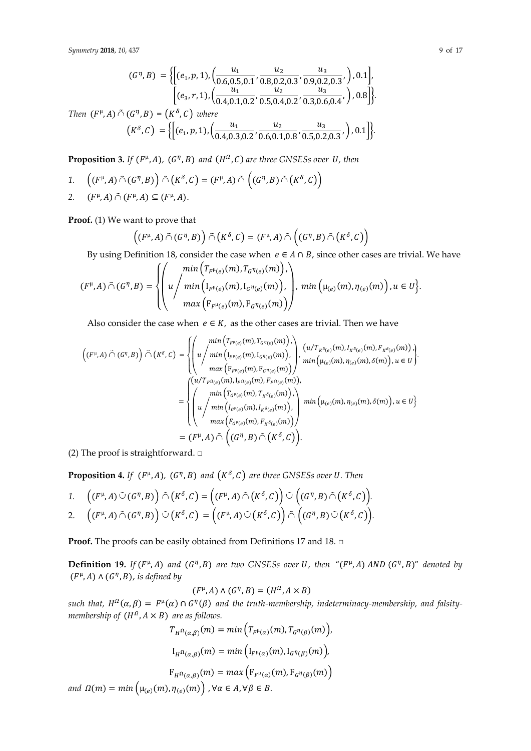$$(G^{\eta}, B) = \left\{ \left[ (e_1, p, 1), \left( \frac{u_1}{0.6,0.5,0.1}, \frac{u_2}{0.8,0.2,0.3}, \frac{u_3}{0.9,0.2,0.3}, \right), 0.1 \right], \left[ (e_3, r, 1), \left( \frac{u_1}{0.4,0.1,0.2}, \frac{u_2}{0.5,0.4,0.2}, \frac{u_3}{0.3,0.6,0.4}, \right), 0.8 \right] \right\}.$$

*Then* $(F^{\mu}, A) \tilde{\cap} (G^{\eta}, B) = (K^{\delta}, C)$ *where*

$$(K^{\delta}, C) = \left\{ \left[ (e_1, p, 1), \left( \frac{u_1}{0.4,0.3,0.2}, \frac{u_2}{0.6,0.1,0.8}, \frac{u_3}{0.5,0.2,0.3}, \right), 0.1 \right] \right\}.$$

**Proposition 3.** *If* $(F^{\mu}, A)$, $(G^{\eta}, B)$ *and* $(H^{\Omega}, C)$ *are three GNSESs over* $U$, *then*

1. $\left( (F^{\mu}, A) \tilde{\cap} (G^{\eta}, B) \right) \tilde{\cap} (K^{\delta}, C) = (F^{\mu}, A) \tilde{\cap} \left( (G^{\eta}, B) \tilde{\cap} (K^{\delta}, C) \right)$
2. $(F^{\mu}, A) \tilde{\cap} (F^{\mu}, A) \subseteq (F^{\mu}, A)$.

**Proof.** (1) We want to prove that

$$\left( (F^{\mu}, A) \tilde{\cap} (G^{\eta}, B) \right) \tilde{\cap} (K^{\delta}, C) = (F^{\mu}, A) \tilde{\cap} \left( (G^{\eta}, B) \tilde{\cap} (K^{\delta}, C) \right)$$

By using Definition 18, consider the case when $e \in A \cap B$, since other cases are trivial. We have

$$(F^{\mu}, A) \tilde{\cap} (G^{\eta}, B) = \left\{ \left( u \Big/ \begin{matrix} \min\left(T_{F^{\mu}(e)}(m), T_{G^{\eta}(e)}(m)\right), \\ \min\left(I_{F^{\mu}(e)}(m), I_{G^{\eta}(e)}(m)\right), \\ \max\left(F_{F^{\mu}(e)}(m), F_{G^{\eta}(e)}(m)\right) \end{matrix} \right), \ \min\left(\mu_{(e)}(m), \eta_{(e)}(m)\right), u \in U \right\}.$$

Also consider the case when $e \in K$, as the other cases are trivial. Then we have

$$\begin{aligned}
\left( (F^{\mu}, A) \tilde{\cap} (G^{\eta}, B) \right) \tilde{\cap} (K^{\delta}, C) &= \left\{ \left( u \Big/ \begin{matrix} \min\left(T_{F^{\mu}(e)}(m), T_{G^{\eta}(e)}(m)\right), \\ \min\left(I_{F^{\mu}(e)}(m), I_{G^{\eta}(e)}(m)\right), \\ \max\left(F_{F^{\mu}(e)}(m), F_{G^{\eta}(e)}(m)\right) \end{matrix} \right), \begin{matrix} \left(u / T_{K^{\delta}(e)}(m), I_{K^{\delta}(e)}(m), F_{K^{\delta}(e)}(m)\right), \\ \min\left(\mu_{(e)}(m), \eta_{(e)}(m), \delta(m)\right), u \in U \end{matrix} \right\} \\
&= \left\{ \begin{matrix} \left(u / T_{F^{\Omega}(e)}(m), I_{F^{\Omega}(e)}(m), F_{F^{\Omega}(e)}(m)\right), \\ \left( u \Big/ \begin{matrix} \min\left(T_{G^{\mu}(e)}(m), T_{K^{\delta}(e)}(m)\right), \\ \min\left(I_{G^{\mu}(e)}(m), I_{K^{\delta}(e)}(m)\right), \\ \max\left(F_{G^{\mu}(e)}(m), F_{K^{\delta}(e)}(m)\right) \end{matrix} \right) \end{matrix} \ \min\left(\mu_{(e)}(m), \eta_{(e)}(m), \delta(m)\right), u \in U \right\} \\
&= (F^{\mu}, A) \tilde{\cap} \left( (G^{\eta}, B) \tilde{\cap} (K^{\delta}, C) \right).
\end{aligned}$$

(2) The proof is straightforward. □

**Proposition 4.** *If* $(F^{\mu}, A)$, $(G^{\eta}, B)$ *and* $(K^{\delta}, C)$ *are three GNSESs over* $U$. *Then*

1. $\left( (F^{\mu}, A) \tilde{\cup} (G^{\eta}, B) \right) \tilde{\cap} (K^{\delta}, C) = \left( (F^{\mu}, A) \tilde{\cap} (K^{\delta}, C) \right) \tilde{\cup} \left( (G^{\eta}, B) \tilde{\cap} (K^{\delta}, C) \right)$.
2. $\left( (F^{\mu}, A) \tilde{\cap} (G^{\eta}, B) \right) \tilde{\cup} (K^{\delta}, C) = \left( (F^{\mu}, A) \tilde{\cup} (K^{\delta}, C) \right) \tilde{\cap} \left( (G^{\eta}, B) \tilde{\cup} (K^{\delta}, C) \right)$.

**Proof.** The proofs can be easily obtained from Definitions 17 and 18. □

**Definition 19.** *If* $(F^{\mu}, A)$ *and* $(G^{\eta}, B)$ *are two GNSESs over* $U$, *then "*$(F^{\mu}, A)$ *AND* $(G^{\eta}, B)$*" denoted by* $(F^{\mu}, A) \wedge (G^{\eta}, B)$, *is defined by*

$$(F^{\mu}, A) \wedge (G^{\eta}, B) = (H^{\Omega}, A \times B)$$

*such that,* $H^{\Omega}(\alpha, \beta) = F^{\mu}(\alpha) \cap G^{\eta}(\beta)$ *and the truth-membership, indeterminacy-membership, and falsity-membership of* $(H^{\Omega}, A \times B)$ *are as follows.*

$$T_{H^{\Omega}(\alpha,\beta)}(m) = \min\left(T_{F^{\mu}(\alpha)}(m), T_{G^{\eta}(\beta)}(m)\right),$$

$$I_{H^{\Omega}(\alpha,\beta)}(m) = \min\left(I_{F^{\mu}(\alpha)}(m), I_{G^{\eta}(\beta)}(m)\right),$$

$$F_{H^{\Omega}(\alpha,\beta)}(m) = \max\left(F_{F^{\mu}(\alpha)}(m), F_{G^{\eta}(\beta)}(m)\right)$$

*and* $\Omega(m) = \min\left(\mu_{(e)}(m), \eta_{(e)}(m)\right)$, $\forall \alpha \in A, \forall \beta \in B$.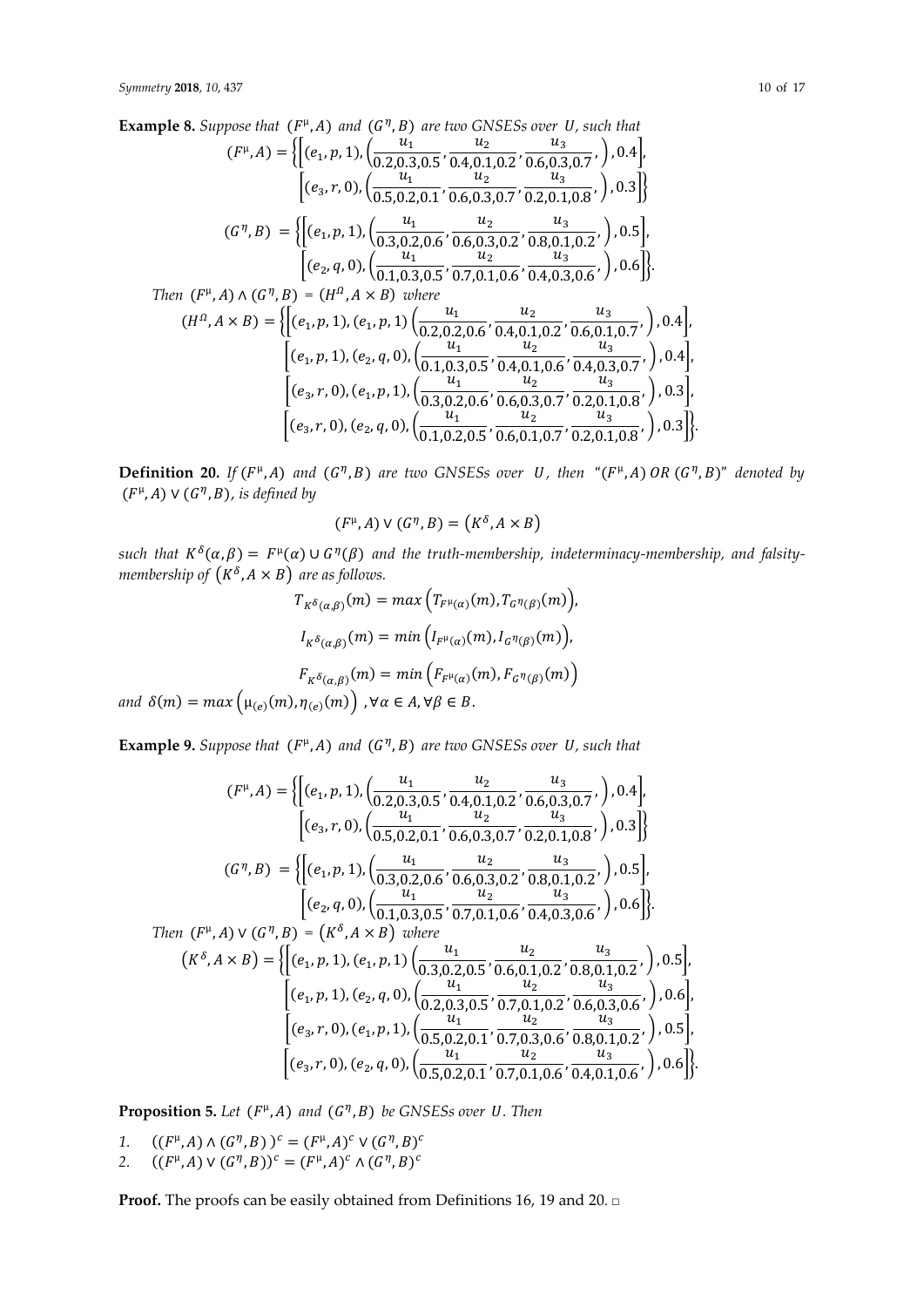**Example 8.** *Suppose that* $(F^{\mu}, A)$ *and* $(G^{\eta}, B)$ *are two GNSESs over* $U$, *such that*

$$(F^{\mu}, A) = \left\{ \left[ (e_1, p, 1), \left( \frac{u_1}{0.2, 0.3, 0.5}, \frac{u_2}{0.4, 0.1, 0.2}, \frac{u_3}{0.6, 0.3, 0.7}, \right), 0.4 \right], \left[ (e_3, r, 0), \left( \frac{u_1}{0.5, 0.2, 0.1}, \frac{u_2}{0.6, 0.3, 0.7}, \frac{u_3}{0.2, 0.1, 0.8}, \right), 0.3 \right] \right\}$$

$$(G^{\eta}, B) = \left\{ \left[ (e_1, p, 1), \left( \frac{u_1}{0.3, 0.2, 0.6}, \frac{u_2}{0.6, 0.3, 0.2}, \frac{u_3}{0.8, 0.1, 0.2}, \right), 0.5 \right], \left[ (e_2, q, 0), \left( \frac{u_1}{0.1, 0.3, 0.5}, \frac{u_2}{0.7, 0.1, 0.6}, \frac{u_3}{0.4, 0.3, 0.6}, \right), 0.6 \right] \right\}.$$

*Then* $(F^{\mu}, A) \wedge (G^{\eta}, B) = (H^{\Omega}, A \times B)$ *where*

$$(H^{\Omega}, A \times B) = \left\{ \left[ (e_1, p, 1), (e_1, p, 1) \left( \frac{u_1}{0.2, 0.2, 0.6}, \frac{u_2}{0.4, 0.1, 0.2}, \frac{u_3}{0.6, 0.1, 0.7}, \right), 0.4 \right], \left[ (e_1, p, 1), (e_2, q, 0), \left( \frac{u_1}{0.1, 0.3, 0.5}, \frac{u_2}{0.4, 0.1, 0.6}, \frac{u_3}{0.4, 0.3, 0.7}, \right), 0.4 \right], \left[ (e_3, r, 0), (e_1, p, 1), \left( \frac{u_1}{0.3, 0.2, 0.6}, \frac{u_2}{0.6, 0.3, 0.7}, \frac{u_3}{0.2, 0.1, 0.8}, \right), 0.3 \right], \left[ (e_3, r, 0), (e_2, q, 0), \left( \frac{u_1}{0.1, 0.2, 0.5}, \frac{u_2}{0.6, 0.1, 0.7}, \frac{u_3}{0.2, 0.1, 0.8}, \right), 0.3 \right] \right\}.$$

**Definition 20.** *If* $(F^{\mu}, A)$ *and* $(G^{\eta}, B)$ *are two GNSESs over* $U$, *then "*$(F^{\mu}, A)$ *OR* $(G^{\eta}, B)$*" denoted by* $(F^{\mu}, A) \vee (G^{\eta}, B)$, *is defined by*

$$(F^{\mu}, A) \vee (G^{\eta}, B) = \left(K^{\delta}, A \times B\right)$$

*such that* $K^{\delta}(\alpha, \beta) = F^{\mu}(\alpha) \cup G^{\eta}(\beta)$ *and the truth-membership, indeterminacy-membership, and falsity-membership of* $\left(K^{\delta}, A \times B\right)$ *are as follows.*

$$T_{K^{\delta}(\alpha,\beta)}(m) = max\left(T_{F^{\mu}(\alpha)}(m), T_{G^{\eta}(\beta)}(m)\right),$$

$$I_{K^{\delta}(\alpha,\beta)}(m) = min\left(I_{F^{\mu}(\alpha)}(m), I_{G^{\eta}(\beta)}(m)\right),$$

$$F_{K^{\delta}(\alpha,\beta)}(m) = min\left(F_{F^{\mu}(\alpha)}(m), F_{G^{\eta}(\beta)}(m)\right)$$

*and* $\delta(m) = max\left(\mu_{(e)}(m), \eta_{(e)}(m)\right), \forall \alpha \in A, \forall \beta \in B.$

**Example 9.** *Suppose that* $(F^{\mu}, A)$ *and* $(G^{\eta}, B)$ *are two GNSESs over* $U$, *such that*

$$(F^{\mu}, A) = \left\{ \left[ (e_1, p, 1), \left( \frac{u_1}{0.2, 0.3, 0.5}, \frac{u_2}{0.4, 0.1, 0.2}, \frac{u_3}{0.6, 0.3, 0.7}, \right), 0.4 \right], \left[ (e_3, r, 0), \left( \frac{u_1}{0.5, 0.2, 0.1}, \frac{u_2}{0.6, 0.3, 0.7}, \frac{u_3}{0.2, 0.1, 0.8}, \right), 0.3 \right] \right\}$$

$$(G^{\eta}, B) = \left\{ \left[ (e_1, p, 1), \left( \frac{u_1}{0.3, 0.2, 0.6}, \frac{u_2}{0.6, 0.3, 0.2}, \frac{u_3}{0.8, 0.1, 0.2}, \right), 0.5 \right], \left[ (e_2, q, 0), \left( \frac{u_1}{0.1, 0.3, 0.5}, \frac{u_2}{0.7, 0.1, 0.6}, \frac{u_3}{0.4, 0.3, 0.6}, \right), 0.6 \right] \right\}.$$

*Then* $(F^{\mu}, A) \vee (G^{\eta}, B) = \left(K^{\delta}, A \times B\right)$ *where*

$$\left(K^{\delta}, A \times B\right) = \left\{ \left[ (e_1, p, 1), (e_1, p, 1) \left( \frac{u_1}{0.3, 0.2, 0.5}, \frac{u_2}{0.6, 0.1, 0.2}, \frac{u_3}{0.8, 0.1, 0.2}, \right), 0.5 \right], \left[ (e_1, p, 1), (e_2, q, 0), \left( \frac{u_1}{0.2, 0.3, 0.5}, \frac{u_2}{0.7, 0.1, 0.2}, \frac{u_3}{0.6, 0.3, 0.6}, \right), 0.6 \right], \left[ (e_3, r, 0), (e_1, p, 1), \left( \frac{u_1}{0.5, 0.2, 0.1}, \frac{u_2}{0.7, 0.3, 0.6}, \frac{u_3}{0.8, 0.1, 0.2}, \right), 0.5 \right], \left[ (e_3, r, 0), (e_2, q, 0), \left( \frac{u_1}{0.5, 0.2, 0.1}, \frac{u_2}{0.7, 0.1, 0.6}, \frac{u_3}{0.4, 0.1, 0.6}, \right), 0.6 \right] \right\}.$$

**Proposition 5.** *Let* $(F^{\mu}, A)$ *and* $(G^{\eta}, B)$ *be GNSESs over* $U$. *Then*

1. $((F^{\mu}, A) \wedge (G^{\eta}, B))^c = (F^{\mu}, A)^c \vee (G^{\eta}, B)^c$
2. $((F^{\mu}, A) \vee (G^{\eta}, B))^c = (F^{\mu}, A)^c \wedge (G^{\eta}, B)^c$

**Proof.** The proofs can be easily obtained from Definitions 16, 19 and 20. □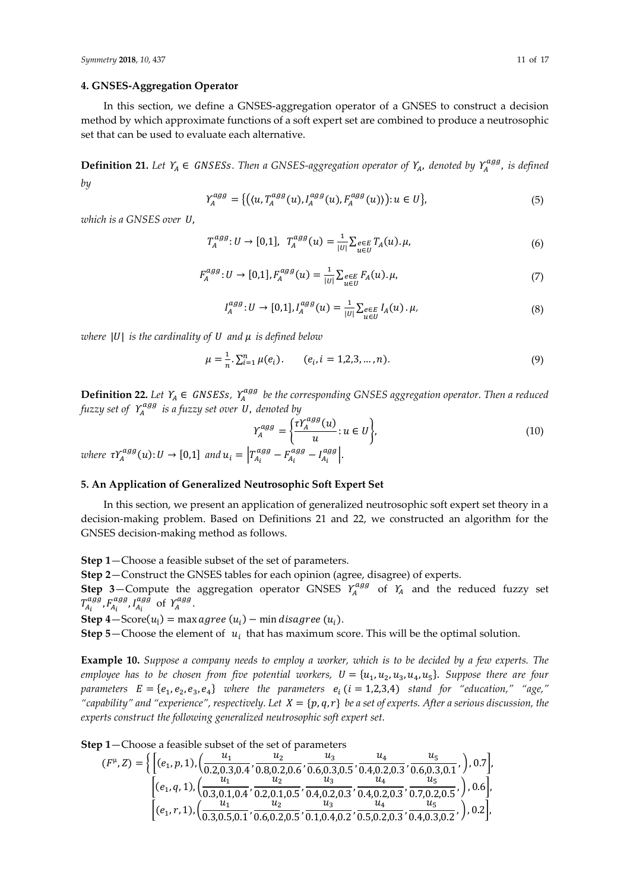## 4. GNSES-Aggregation Operator

In this section, we define a GNSES-aggregation operator of a GNSES to construct a decision method by which approximate functions of a soft expert set are combined to produce a neutrosophic set that can be used to evaluate each alternative.

**Definition 21.** *Let $\Upsilon_A \in GNSESs$. Then a GNSES-aggregation operator of $\Upsilon_A$, denoted by $\Upsilon_A^{agg}$, is defined by*

$$\Upsilon_A^{agg} = \left\{\left(\langle u, T_A^{agg}(u), I_A^{agg}(u), F_A^{agg}(u)\rangle\right): u \in U\right\}, \tag{5}$$

*which is a GNSES over $U$,*

$$T_A^{agg}: U \to [0,1],\ \ T_A^{agg}(u) = \frac{1}{|U|}\sum_{\substack{e\in E \\ u\in U}} T_A(u).\mu, \tag{6}$$

$$F_A^{agg}: U \to [0,1], F_A^{agg}(u) = \frac{1}{|U|}\sum_{\substack{e\in E \\ u\in U}} F_A(u).\mu, \tag{7}$$

$$I_A^{agg}: U \to [0,1], I_A^{agg}(u) = \frac{1}{|U|}\sum_{\substack{e\in E \\ u\in U}} I_A(u).\mu, \tag{8}$$

*where $|U|$ is the cardinality of $U$ and $\mu$ is defined below*

$$\mu = \frac{1}{n}.\sum_{i=1}^{n} \mu(e_i). \qquad (e_i, i = 1,2,3,\ldots,n). \tag{9}$$

**Definition 22.** *Let $\Upsilon_A \in GNSESs$, $\Upsilon_A^{agg}$ be the corresponding GNSES aggregation operator. Then a reduced fuzzy set of $\Upsilon_A^{agg}$ is a fuzzy set over $U$, denoted by*

$$\Upsilon_A^{agg} = \left\{\frac{\tau\Upsilon_A^{agg}(u)}{u}: u \in U\right\}, \tag{10}$$

*where $\tau\Upsilon_A^{agg}(u): U \to [0,1]$ and $u_i = \left|T_{A_i}^{agg} - F_{A_i}^{agg} - I_{A_i}^{agg}\right|$.*

## 5. An Application of Generalized Neutrosophic Soft Expert Set

In this section, we present an application of generalized neutrosophic soft expert set theory in a decision-making problem. Based on Definitions 21 and 22, we constructed an algorithm for the GNSES decision-making method as follows.

**Step 1**—Choose a feasible subset of the set of parameters.

**Step 2**—Construct the GNSES tables for each opinion (agree, disagree) of experts.

**Step 3**—Compute the aggregation operator GNSES $\Upsilon_A^{agg}$ of $\Upsilon_A$ and the reduced fuzzy set $T_{A_i}^{agg}, F_{A_i}^{agg}, I_{A_i}^{agg}$ of $\Upsilon_A^{agg}$.

**Step 4**—$\text{Score}(u_i) = \max agree\ (u_i) - \min disagree\ (u_i)$.

**Step 5**—Choose the element of $u_i$ that has maximum score. This will be the optimal solution.

**Example 10.** *Suppose a company needs to employ a worker, which is to be decided by a few experts. The employee has to be chosen from five potential workers, $U = \{u_1, u_2, u_3, u_4, u_5\}$. Suppose there are four parameters $E = \{e_1, e_2, e_3, e_4\}$ where the parameters $e_i\ (i = 1,2,3,4)$ stand for "education," "age," "capability" and "experience", respectively. Let $X = \{p, q, r\}$ be a set of experts. After a serious discussion, the experts construct the following generalized neutrosophic soft expert set.*

**Step 1**—Choose a feasible subset of the set of parameters

$$(F^{\mu}, Z) = \left\{ \left[(e_1, p, 1), \left(\frac{u_1}{0.2,0.3,0.4}, \frac{u_2}{0.8,0.2,0.6}, \frac{u_3}{0.6,0.3,0.5}, \frac{u_4}{0.4,0.2,0.3}, \frac{u_5}{0.6,0.3,0.1}, \right), 0.7\right],\right.$$
$$\left[(e_1, q, 1), \left(\frac{u_1}{0.3,0.1,0.4}, \frac{u_2}{0.2,0.1,0.5}, \frac{u_3}{0.4,0.2,0.3}, \frac{u_4}{0.4,0.2,0.3}, \frac{u_5}{0.7,0.2,0.5}, \right), 0.6\right],$$
$$\left[(e_1, r, 1), \left(\frac{u_1}{0.3,0.5,0.1}, \frac{u_2}{0.6,0.2,0.5}, \frac{u_3}{0.1,0.4,0.2}, \frac{u_4}{0.5,0.2,0.3}, \frac{u_5}{0.4,0.3,0.2}, \right), 0.2\right],$$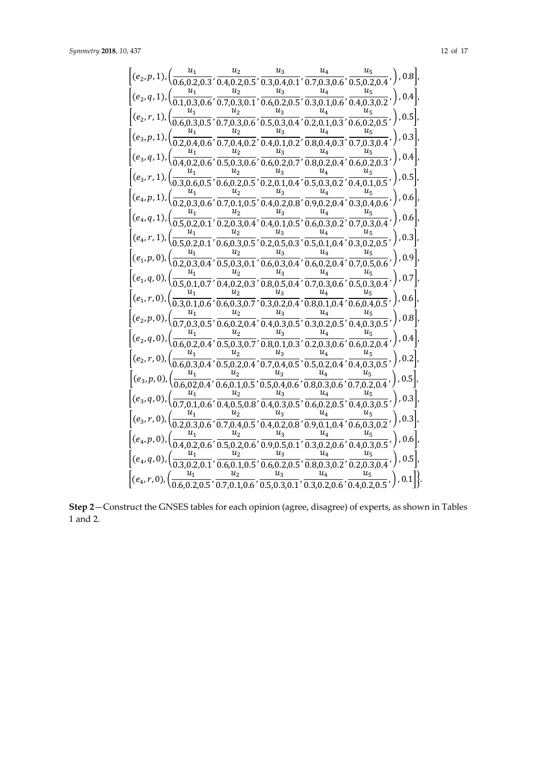$$\left[(e_2,p,1),\left(\frac{u_1}{0.6,0.2,0.3},\frac{u_2}{0.4,0.2,0.5},\frac{u_3}{0.3,0.4,0.1},\frac{u_4}{0.7,0.3,0.6},\frac{u_5}{0.5,0.2,0.4},\right),0.8\right],$$
$$\left[(e_2,q,1),\left(\frac{u_1}{0.1,0.3,0.6},\frac{u_2}{0.7,0.3,0.1},\frac{u_3}{0.6,0.2,0.5},\frac{u_4}{0.3,0.1,0.6},\frac{u_5}{0.4,0.3,0.2},\right),0.4\right],$$
$$\left[(e_2,r,1),\left(\frac{u_1}{0.6,0.3,0.5},\frac{u_2}{0.7,0.3,0.6},\frac{u_3}{0.5,0.3,0.4},\frac{u_4}{0.2,0.1,0.3},\frac{u_5}{0.6,0.2,0.5},\right),0.5\right],$$
$$\left[(e_3,p,1),\left(\frac{u_1}{0.2,0.4,0.6},\frac{u_2}{0.7,0.4,0.2},\frac{u_3}{0.4,0.1,0.2},\frac{u_4}{0.8,0.4,0.3},\frac{u_5}{0.7,0.3,0.4},\right),0.3\right],$$
$$\left[(e_3,q,1),\left(\frac{u_1}{0.4,0.2,0.6},\frac{u_2}{0.5,0.3,0.6},\frac{u_3}{0.6,0.2,0.7},\frac{u_4}{0.8,0.2,0.4},\frac{u_5}{0.6,0.2,0.3},\right),0.4\right],$$
$$\left[(e_3,r,1),\left(\frac{u_1}{0.3,0.6,0.5},\frac{u_2}{0.6,0.2,0.5},\frac{u_3}{0.2,0.1,0.4},\frac{u_4}{0.5,0.3,0.2},\frac{u_5}{0.4,0.1,0.5},\right),0.5\right],$$
$$\left[(e_4,p,1),\left(\frac{u_1}{0.2,0.3,0.6},\frac{u_2}{0.7,0.1,0.5},\frac{u_3}{0.4,0.2,0.8},\frac{u_4}{0.9,0.2,0.4},\frac{u_5}{0.3,0.4,0.6},\right),0.6\right],$$
$$\left[(e_4,q,1),\left(\frac{u_1}{0.5,0.2,0.1},\frac{u_2}{0.2,0.3,0.4},\frac{u_3}{0.4,0.1,0.5},\frac{u_4}{0.6,0.3,0.2},\frac{u_5}{0.7,0.3,0.4},\right),0.6\right],$$
$$\left[(e_4,r,1),\left(\frac{u_1}{0.5,0.2,0.1},\frac{u_2}{0.6,0.3,0.5},\frac{u_3}{0.2,0.5,0.3},\frac{u_4}{0.5,0.1,0.4},\frac{u_5}{0.3,0.2,0.5},\right),0.3\right],$$
$$\left[(e_1,p,0),\left(\frac{u_1}{0.2,0.3,0.4},\frac{u_2}{0.5,0.3,0.1},\frac{u_3}{0.6,0.3,0.4},\frac{u_4}{0.6,0.2,0.4},\frac{u_5}{0.7,0.5,0.6},\right),0.9\right],$$
$$\left[(e_1,q,0),\left(\frac{u_1}{0.5,0.1,0.7},\frac{u_2}{0.4,0.2,0.3},\frac{u_3}{0.8,0.5,0.4},\frac{u_4}{0.7,0.3,0.6},\frac{u_5}{0.5,0.3,0.4},\right),0.7\right],$$
$$\left[(e_1,r,0),\left(\frac{u_1}{0.3,0.1,0.6},\frac{u_2}{0.6,0.3,0.7},\frac{u_3}{0.3,0.2,0.4},\frac{u_4}{0.8,0.1,0.4},\frac{u_5}{0.6,0.4,0.5},\right),0.6\right],$$
$$\left[(e_2,p,0),\left(\frac{u_1}{0.7,0.3,0.5},\frac{u_2}{0.6,0.2,0.4},\frac{u_3}{0.4,0.3,0.5},\frac{u_4}{0.3,0.2,0.5},\frac{u_5}{0.4,0.3,0.5},\right),0.8\right],$$
$$\left[(e_2,q,0),\left(\frac{u_1}{0.6,0.2,0.4},\frac{u_2}{0.5,0.3,0.7},\frac{u_3}{0.8,0.1,0.3},\frac{u_4}{0.2,0.3,0.6},\frac{u_5}{0.6,0.2,0.4},\right),0.4\right],$$
$$\left[(e_2,r,0),\left(\frac{u_1}{0.6,0.3,0.4},\frac{u_2}{0.5,0.2,0.4},\frac{u_3}{0.7,0.4,0.5},\frac{u_4}{0.5,0.2,0.4},\frac{u_5}{0.4,0.3,0.5},\right),0.2\right],$$
$$\left[(e_3,p,0),\left(\frac{u_1}{0.6,02,0.4},\frac{u_2}{0.6,0.1,0.5},\frac{u_3}{0.5,0.4,0.6},\frac{u_4}{0.8,0.3,0.6},\frac{u_5}{0.7,0.2,0.4},\right),0.5\right],$$
$$\left[(e_3,q,0),\left(\frac{u_1}{0.7,0.1,0.6},\frac{u_2}{0.4,0.5,0.8},\frac{u_3}{0.4,0.3,0.5},\frac{u_4}{0.6,0.2,0.5},\frac{u_5}{0.4,0.3,0.5},\right),0.3\right],$$
$$\left[(e_3,r,0),\left(\frac{u_1}{0.2,0.3,0.6},\frac{u_2}{0.7,0.4,0.5},\frac{u_3}{0.4,0.2,0.8},\frac{u_4}{0.9,0.1,0.4},\frac{u_5}{0.6,0.3,0.2},\right),0.3\right],$$
$$\left[(e_4,p,0),\left(\frac{u_1}{0.4,0.2,0.6},\frac{u_2}{0.5,0.2,0.6},\frac{u_3}{0.9,0.5,0.1},\frac{u_4}{0.3,0.2,0.6},\frac{u_5}{0.4,0.3,0.5},\right),0.6\right],$$
$$\left[(e_4,q,0),\left(\frac{u_1}{0.3,0.2,0.1},\frac{u_2}{0.6,0.1,0.5},\frac{u_3}{0.6,0.2,0.5},\frac{u_4}{0.8,0.3,0.2},\frac{u_5}{0.2,0.3,0.4},\right),0.5\right],$$
$$\left.\left[(e_4,r,0),\left(\frac{u_1}{0.6,0.2,0.5},\frac{u_2}{0.7,0.1,0.6},\frac{u_3}{0.5,0.3,0.1},\frac{u_4}{0.3,0.2,0.6},\frac{u_5}{0.4,0.2,0.5},\right),0.1\right]\right\}.$$

**Step 2**—Construct the GNSES tables for each opinion (agree, disagree) of experts, as shown in Tables 1 and 2.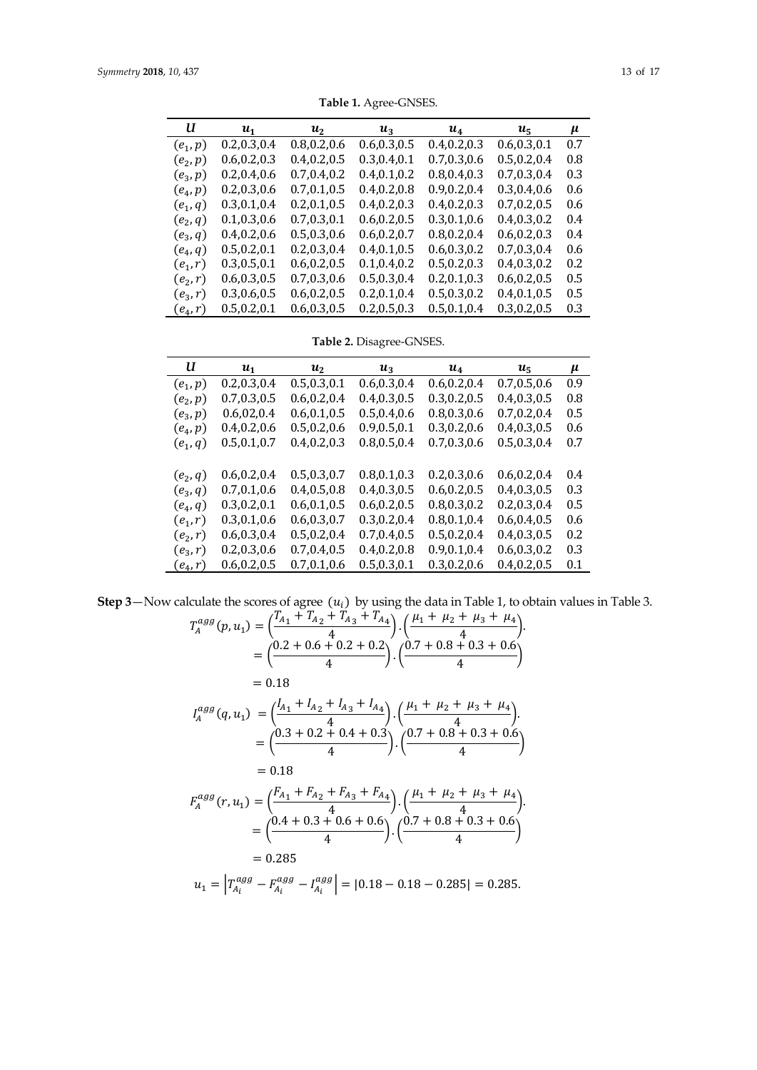**Table 1.** Agree-GNSES.

| $U$ | $u_1$ | $u_2$ | $u_3$ | $u_4$ | $u_5$ | $\mu$ |
|---|---|---|---|---|---|---|
| $(e_1, p)$ | 0.2,0.3,0.4 | 0.8,0.2,0.6 | 0.6,0.3,0.5 | 0.4,0.2,0.3 | 0.6,0.3,0.1 | 0.7 |
| $(e_2, p)$ | 0.6,0.2,0.3 | 0.4,0.2,0.5 | 0.3,0.4,0.1 | 0.7,0.3,0.6 | 0.5,0.2,0.4 | 0.8 |
| $(e_3, p)$ | 0.2,0.4,0.6 | 0.7,0.4,0.2 | 0.4,0.1,0.2 | 0.8,0.4,0.3 | 0.7,0.3,0.4 | 0.3 |
| $(e_4, p)$ | 0.2,0.3,0.6 | 0.7,0.1,0.5 | 0.4,0.2,0.8 | 0.9,0.2,0.4 | 0.3,0.4,0.6 | 0.6 |
| $(e_1, q)$ | 0.3,0.1,0.4 | 0.2,0.1,0.5 | 0.4,0.2,0.3 | 0.4,0.2,0.3 | 0.7,0.2,0.5 | 0.6 |
| $(e_2, q)$ | 0.1,0.3,0.6 | 0.7,0.3,0.1 | 0.6,0.2,0.5 | 0.3,0.1,0.6 | 0.4,0.3,0.2 | 0.4 |
| $(e_3, q)$ | 0.4,0.2,0.6 | 0.5,0.3,0.6 | 0.6,0.2,0.7 | 0.8,0.2,0.4 | 0.6,0.2,0.3 | 0.4 |
| $(e_4, q)$ | 0.5,0.2,0.1 | 0.2,0.3,0.4 | 0.4,0.1,0.5 | 0.6,0.3,0.2 | 0.7,0.3,0.4 | 0.6 |
| $(e_1, r)$ | 0.3,0.5,0.1 | 0.6,0.2,0.5 | 0.6,0.2,0.5 | 0.5,0.2,0.3 | 0.4,0.3,0.2 | 0.2 |
| $(e_2, r)$ | 0.6,0.3,0.5 | 0.7,0.3,0.6 | 0.5,0.3,0.4 | 0.2,0.1,0.3 | 0.6,0.2,0.5 | 0.5 |
| $(e_3, r)$ | 0.3,0.6,0.5 | 0.6,0.2,0.5 | 0.2,0.1,0.4 | 0.5,0.3,0.2 | 0.4,0.1,0.5 | 0.5 |
| $(e_4, r)$ | 0.5,0.2,0.1 | 0.6,0.3,0.5 | 0.2,0.5,0.3 | 0.5,0.1,0.4 | 0.3,0.2,0.5 | 0.3 |

**Table 2.** Disagree-GNSES.

| $U$ | $u_1$ | $u_2$ | $u_3$ | $u_4$ | $u_5$ | $\mu$ |
|---|---|---|---|---|---|---|
| $(e_1, p)$ | 0.2,0.3,0.4 | 0.5,0.3,0.1 | 0.6,0.3,0.4 | 0.6,0.2,0.4 | 0.7,0.5,0.6 | 0.9 |
| $(e_2, p)$ | 0.7,0.3,0.5 | 0.6,0.2,0.4 | 0.4,0.3,0.5 | 0.3,0.2,0.5 | 0.4,0.3,0.5 | 0.8 |
| $(e_3, p)$ | 0.6,02,0.4 | 0.6,0.1,0.5 | 0.5,0.4,0.6 | 0.8,0.3,0.6 | 0.7,0.2,0.4 | 0.5 |
| $(e_4, p)$ | 0.4,0.2,0.6 | 0.5,0.2,0.6 | 0.9,0.5,0.1 | 0.3,0.2,0.6 | 0.4,0.3,0.5 | 0.6 |
| $(e_1, q)$ | 0.5,0.1,0.7 | 0.4,0.2,0.3 | 0.8,0.5,0.4 | 0.7,0.3,0.6 | 0.5,0.3,0.4 | 0.7 |
| $(e_2, q)$ | 0.6,0.2,0.4 | 0.5,0.3,0.7 | 0.8,0.1,0.3 | 0.2,0.3,0.6 | 0.6,0.2,0.4 | 0.4 |
| $(e_3, q)$ | 0.7,0.1,0.6 | 0.4,0.5,0.8 | 0.4,0.3,0.5 | 0.6,0.2,0.5 | 0.4,0.3,0.5 | 0.3 |
| $(e_4, q)$ | 0.3,0.2,0.1 | 0.6,0.1,0.5 | 0.6,0.2,0.5 | 0.8,0.3,0.2 | 0.2,0.3,0.4 | 0.5 |
| $(e_1, r)$ | 0.3,0.1,0.6 | 0.6,0.3,0.7 | 0.3,0.2,0.4 | 0.8,0.1,0.4 | 0.6,0.4,0.5 | 0.6 |
| $(e_2, r)$ | 0.6,0.3,0.4 | 0.5,0.2,0.4 | 0.7,0.4,0.5 | 0.5,0.2,0.4 | 0.4,0.3,0.5 | 0.2 |
| $(e_3, r)$ | 0.2,0.3,0.6 | 0.7,0.4,0.5 | 0.4,0.2,0.8 | 0.9,0.1,0.4 | 0.6,0.3,0.2 | 0.3 |
| $(e_4, r)$ | 0.6,0.2,0.5 | 0.7,0.1,0.6 | 0.5,0.3,0.1 | 0.3,0.2,0.6 | 0.4,0.2,0.5 | 0.1 |

**Step 3**—Now calculate the scores of agree $(u_i)$ by using the data in Table 1, to obtain values in Table 3.

$$
\begin{aligned}
T_A^{agg}(p, u_1) &= \left(\frac{T_{A_1} + T_{A_2} + T_{A_3} + T_{A_4}}{4}\right) \cdot \left(\frac{\mu_1 + \mu_2 + \mu_3 + \mu_4}{4}\right). \\
&= \left(\frac{0.2 + 0.6 + 0.2 + 0.2}{4}\right) \cdot \left(\frac{0.7 + 0.8 + 0.3 + 0.6}{4}\right) \\
&= 0.18
\end{aligned}
$$

$$
\begin{aligned}
I_A^{agg}(q, u_1) &= \left(\frac{I_{A_1} + I_{A_2} + I_{A_3} + I_{A_4}}{4}\right) \cdot \left(\frac{\mu_1 + \mu_2 + \mu_3 + \mu_4}{4}\right). \\
&= \left(\frac{0.3 + 0.2 + 0.4 + 0.3}{4}\right) \cdot \left(\frac{0.7 + 0.8 + 0.3 + 0.6}{4}\right) \\
&= 0.18
\end{aligned}
$$

$$
\begin{aligned}
F_A^{agg}(r, u_1) &= \left(\frac{F_{A_1} + F_{A_2} + F_{A_3} + F_{A_4}}{4}\right) \cdot \left(\frac{\mu_1 + \mu_2 + \mu_3 + \mu_4}{4}\right). \\
&= \left(\frac{0.4 + 0.3 + 0.6 + 0.6}{4}\right) \cdot \left(\frac{0.7 + 0.8 + 0.3 + 0.6}{4}\right) \\
&= 0.285
\end{aligned}
$$

$$
u_1 = \left| T_{A_i}^{agg} - F_{A_i}^{agg} - I_{A_i}^{agg} \right| = |0.18 - 0.18 - 0.285| = 0.285.
$$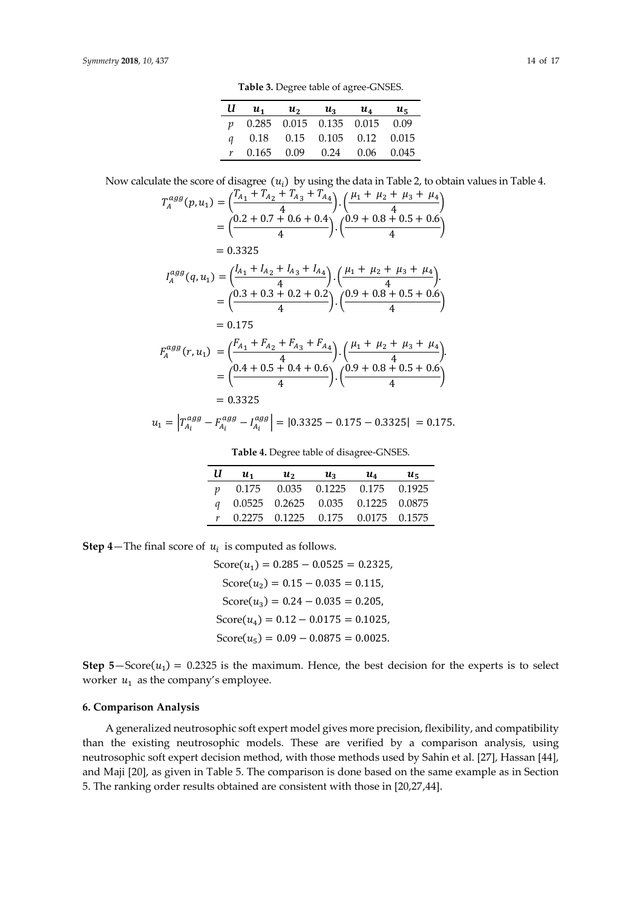**Table 3.** Degree table of agree-GNSES.

| $U$ | $u_1$ | $u_2$ | $u_3$ | $u_4$ | $u_5$ |
|---|---|---|---|---|---|
| $p$ | 0.285 | 0.015 | 0.135 | 0.015 | 0.09 |
| $q$ | 0.18 | 0.15 | 0.105 | 0.12 | 0.015 |
| $r$ | 0.165 | 0.09 | 0.24 | 0.06 | 0.045 |

Now calculate the score of disagree $(u_i)$ by using the data in Table 2, to obtain values in Table 4.

$$T_A^{agg}(p,u_1) = \left(\frac{T_{A_1}+T_{A_2}+T_{A_3}+T_{A_4}}{4}\right).\left(\frac{\mu_1+\mu_2+\mu_3+\mu_4}{4}\right)$$
$$= \left(\frac{0.2+0.7+0.6+0.4}{4}\right).\left(\frac{0.9+0.8+0.5+0.6}{4}\right)$$
$$= 0.3325$$

$$I_A^{agg}(q,u_1) = \left(\frac{I_{A_1}+I_{A_2}+I_{A_3}+I_{A_4}}{4}\right).\left(\frac{\mu_1+\mu_2+\mu_3+\mu_4}{4}\right).$$
$$= \left(\frac{0.3+0.3+0.2+0.2}{4}\right).\left(\frac{0.9+0.8+0.5+0.6}{4}\right)$$
$$= 0.175$$

$$F_A^{agg}(r,u_1) = \left(\frac{F_{A_1}+F_{A_2}+F_{A_3}+F_{A_4}}{4}\right).\left(\frac{\mu_1+\mu_2+\mu_3+\mu_4}{4}\right).$$
$$= \left(\frac{0.4+0.5+0.4+0.6}{4}\right).\left(\frac{0.9+0.8+0.5+0.6}{4}\right)$$
$$= 0.3325$$

$$u_1 = \left|T_{A_i}^{agg} - F_{A_i}^{agg} - I_{A_i}^{agg}\right| = |0.3325 - 0.175 - 0.3325| = 0.175.$$

**Table 4.** Degree table of disagree-GNSES.

| $U$ | $u_1$ | $u_2$ | $u_3$ | $u_4$ | $u_5$ |
|---|---|---|---|---|---|
| $p$ | 0.175 | 0.035 | 0.1225 | 0.175 | 0.1925 |
| $q$ | 0.0525 | 0.2625 | 0.035 | 0.1225 | 0.0875 |
| $r$ | 0.2275 | 0.1225 | 0.175 | 0.0175 | 0.1575 |

**Step 4**—The final score of $u_i$ is computed as follows.

$$\text{Score}(u_1) = 0.285 - 0.0525 = 0.2325,$$
$$\text{Score}(u_2) = 0.15 - 0.035 = 0.115,$$
$$\text{Score}(u_3) = 0.24 - 0.035 = 0.205,$$
$$\text{Score}(u_4) = 0.12 - 0.0175 = 0.1025,$$
$$\text{Score}(u_5) = 0.09 - 0.0875 = 0.0025.$$

**Step 5**—$\text{Score}(u_1) = 0.2325$ is the maximum. Hence, the best decision for the experts is to select worker $u_1$ as the company's employee.

### 6. Comparison Analysis

A generalized neutrosophic soft expert model gives more precision, flexibility, and compatibility than the existing neutrosophic models. These are verified by a comparison analysis, using neutrosophic soft expert decision method, with those methods used by Sahin et al. [27], Hassan [44], and Maji [20], as given in Table 5. The comparison is done based on the same example as in Section 5. The ranking order results obtained are consistent with those in [20,27,44].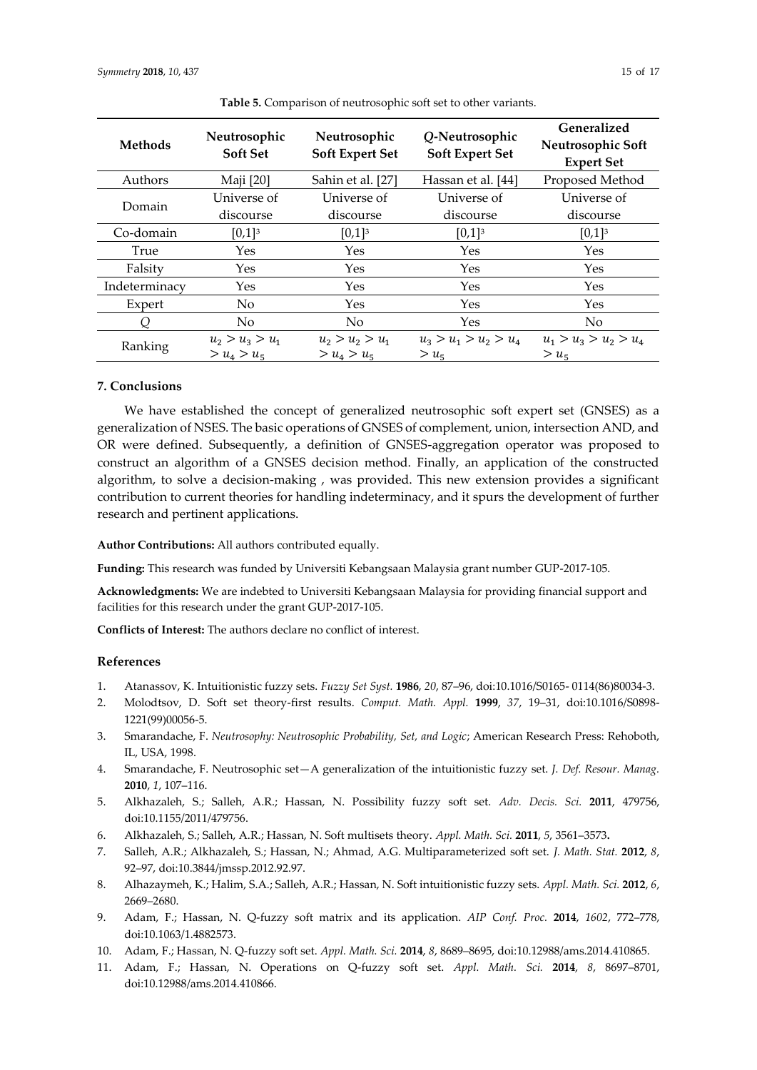**Table 5.** Comparison of neutrosophic soft set to other variants.

| Methods | Neutrosophic Soft Set | Neutrosophic Soft Expert Set | *Q*-Neutrosophic Soft Expert Set | Generalized Neutrosophic Soft Expert Set |
|---|---|---|---|---|
| Authors | Maji [20] | Sahin et al. [27] | Hassan et al. [44] | Proposed Method |
| Domain | Universe of discourse | Universe of discourse | Universe of discourse | Universe of discourse |
| Co-domain | $[0,1]^3$ | $[0,1]^3$ | $[0,1]^3$ | $[0,1]^3$ |
| True | Yes | Yes | Yes | Yes |
| Falsity | Yes | Yes | Yes | Yes |
| Indeterminacy | Yes | Yes | Yes | Yes |
| Expert | No | Yes | Yes | Yes |
| *Q* | No | No | Yes | No |
| Ranking | $u_2 > u_3 > u_1 > u_4 > u_5$ | $u_2 > u_2 > u_1 > u_4 > u_5$ | $u_3 > u_1 > u_2 > u_4 > u_5$ | $u_1 > u_3 > u_2 > u_4 > u_5$ |

## 7. Conclusions

We have established the concept of generalized neutrosophic soft expert set (GNSES) as a generalization of NSES. The basic operations of GNSES of complement, union, intersection AND, and OR were defined. Subsequently, a definition of GNSES-aggregation operator was proposed to construct an algorithm of a GNSES decision method. Finally, an application of the constructed algorithm, to solve a decision-making , was provided. This new extension provides a significant contribution to current theories for handling indeterminacy, and it spurs the development of further research and pertinent applications.

**Author Contributions:** All authors contributed equally.

**Funding:** This research was funded by Universiti Kebangsaan Malaysia grant number GUP-2017-105.

**Acknowledgments:** We are indebted to Universiti Kebangsaan Malaysia for providing financial support and facilities for this research under the grant GUP-2017-105.

**Conflicts of Interest:** The authors declare no conflict of interest.

## References

1. Atanassov, K. Intuitionistic fuzzy sets. *Fuzzy Set Syst.* **1986**, *20*, 87–96, doi:10.1016/S0165- 0114(86)80034-3.
2. Molodtsov, D. Soft set theory-first results. *Comput. Math. Appl.* **1999**, *37*, 19–31, doi:10.1016/S0898-1221(99)00056-5.
3. Smarandache, F. *Neutrosophy: Neutrosophic Probability, Set, and Logic*; American Research Press: Rehoboth, IL, USA, 1998.
4. Smarandache, F. Neutrosophic set—A generalization of the intuitionistic fuzzy set. *J. Def. Resour. Manag.* **2010**, *1*, 107–116.
5. Alkhazaleh, S.; Salleh, A.R.; Hassan, N. Possibility fuzzy soft set. *Adv. Decis. Sci.* **2011**, 479756, doi:10.1155/2011/479756.
6. Alkhazaleh, S.; Salleh, A.R.; Hassan, N. Soft multisets theory. *Appl. Math. Sci.* **2011**, *5*, 3561–3573**.**
7. Salleh, A.R.; Alkhazaleh, S.; Hassan, N.; Ahmad, A.G. Multiparameterized soft set. *J. Math. Stat.* **2012**, *8*, 92–97, doi:10.3844/jmssp.2012.92.97.
8. Alhazaymeh, K.; Halim, S.A.; Salleh, A.R.; Hassan, N. Soft intuitionistic fuzzy sets. *Appl. Math. Sci.* **2012**, *6*, 2669–2680.
9. Adam, F.; Hassan, N. Q-fuzzy soft matrix and its application. *AIP Conf. Proc.* **2014**, *1602*, 772–778, doi:10.1063/1.4882573.
10. Adam, F.; Hassan, N. Q-fuzzy soft set. *Appl. Math. Sci.* **2014**, *8*, 8689–8695, doi:10.12988/ams.2014.410865.
11. Adam, F.; Hassan, N. Operations on Q-fuzzy soft set. *Appl. Math. Sci.* **2014**, *8*, 8697–8701, doi:10.12988/ams.2014.410866.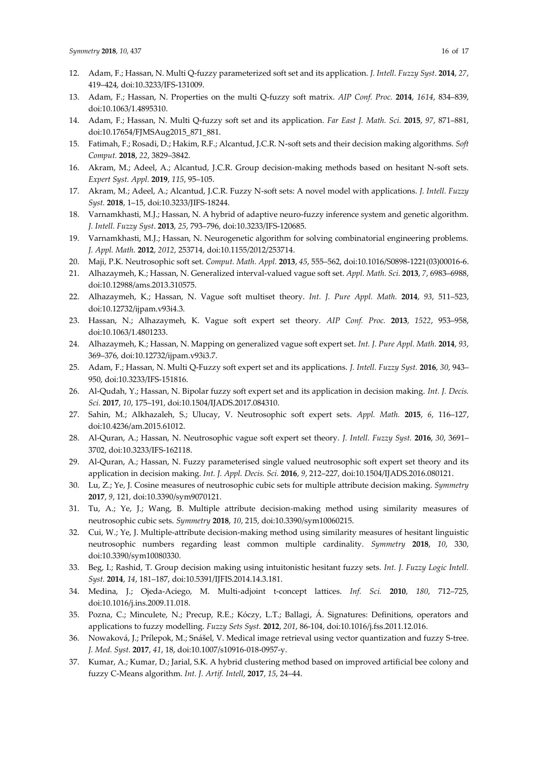12. Adam, F.; Hassan, N. Multi Q-fuzzy parameterized soft set and its application. *J. Intell. Fuzzy Syst*. **2014**, *27*, 419–424, doi:10.3233/IFS-131009.
13. Adam, F.; Hassan, N. Properties on the multi Q-fuzzy soft matrix. *AIP Conf. Proc.* **2014**, *1614*, 834–839, doi:10.1063/1.4895310.
14. Adam, F.; Hassan, N. Multi Q-fuzzy soft set and its application. *Far East J. Math. Sci.* **2015**, *97*, 871–881, doi:10.17654/FJMSAug2015_871_881.
15. Fatimah, F.; Rosadi, D.; Hakim, R.F.; Alcantud, J.C.R. N-soft sets and their decision making algorithms. *Soft Comput.* **2018**, *22*, 3829–3842.
16. Akram, M.; Adeel, A.; Alcantud, J.C.R. Group decision-making methods based on hesitant N-soft sets. *Expert Syst. Appl.* **2019**, *115*, 95–105.
17. Akram, M.; Adeel, A.; Alcantud, J.C.R. Fuzzy N-soft sets: A novel model with applications. *J. Intell. Fuzzy Syst.* **2018**, 1–15, doi:10.3233/JIFS-18244.
18. Varnamkhasti, M.J.; Hassan, N. A hybrid of adaptive neuro-fuzzy inference system and genetic algorithm. *J. Intell. Fuzzy Syst*. **2013**, *25*, 793–796, doi:10.3233/IFS-120685.
19. Varnamkhasti, M.J.; Hassan, N. Neurogenetic algorithm for solving combinatorial engineering problems. *J. Appl. Math.* **2012**, *2012*, 253714, doi:10.1155/2012/253714.
20. Maji, P.K. Neutrosophic soft set. *Comput. Math. Appl.* **2013**, *45*, 555–562, doi:10.1016/S0898-1221(03)00016-6.
21. Alhazaymeh, K.; Hassan, N. Generalized interval-valued vague soft set. *Appl. Math. Sci.* **2013**, *7*, 6983–6988, doi:10.12988/ams.2013.310575.
22. Alhazaymeh, K.; Hassan, N. Vague soft multiset theory. *Int. J. Pure Appl. Math.* **2014**, *93*, 511–523, doi:10.12732/ijpam.v93i4.3.
23. Hassan, N.; Alhazaymeh, K. Vague soft expert set theory. *AIP Conf. Proc.* **2013**, *1522*, 953–958, doi:10.1063/1.4801233.
24. Alhazaymeh, K.; Hassan, N. Mapping on generalized vague soft expert set. *Int. J. Pure Appl. Math.* **2014**, *93*, 369–376, doi:10.12732/ijpam.v93i3.7.
25. Adam, F.; Hassan, N. Multi Q-Fuzzy soft expert set and its applications. *J. Intell. Fuzzy Syst.* **2016**, *30*, 943–950, doi:10.3233/IFS-151816.
26. Al-Qudah, Y.; Hassan, N. Bipolar fuzzy soft expert set and its application in decision making. *Int. J. Decis. Sci.* **2017**, *10*, 175–191, doi:10.1504/IJADS.2017.084310.
27. Sahin, M.; Alkhazaleh, S.; Ulucay, V. Neutrosophic soft expert sets. *Appl. Math.* **2015**, *6*, 116–127, doi:10.4236/am.2015.61012.
28. Al-Quran, A.; Hassan, N. Neutrosophic vague soft expert set theory. *J. Intell. Fuzzy Syst.* **2016**, *30*, 3691–3702, doi:10.3233/IFS-162118.
29. Al-Quran, A.; Hassan, N. Fuzzy parameterised single valued neutrosophic soft expert set theory and its application in decision making. *Int. J. Appl. Decis. Sci.* **2016**, *9*, 212–227, doi:10.1504/IJADS.2016.080121.
30. Lu, Z.; Ye, J. Cosine measures of neutrosophic cubic sets for multiple attribute decision making. *Symmetry* **2017**, *9*, 121, doi:10.3390/sym9070121.
31. Tu, A.; Ye, J.; Wang, B. Multiple attribute decision-making method using similarity measures of neutrosophic cubic sets. *Symmetry* **2018**, *10*, 215, doi:10.3390/sym10060215.
32. Cui, W.; Ye, J. Multiple-attribute decision-making method using similarity measures of hesitant linguistic neutrosophic numbers regarding least common multiple cardinality. *Symmetry* **2018**, *10*, 330, doi:10.3390/sym10080330.
33. Beg, I.; Rashid, T. Group decision making using intuitonistic hesitant fuzzy sets. *Int. J. Fuzzy Logic Intell. Syst.* **2014**, *14*, 181–187, doi:10.5391/IJFIS.2014.14.3.181.
34. Medina, J.; Ojeda-Aciego, M. Multi-adjoint t-concept lattices. *Inf. Sci.* **2010**, *180*, 712–725, doi:10.1016/j.ins.2009.11.018.
35. Pozna, C.; Minculete, N.; Precup, R.E.; Kóczy, L.T.; Ballagi, Á. Signatures: Definitions, operators and applications to fuzzy modelling. *Fuzzy Sets Syst.* **2012**, *201*, 86-104, doi:10.1016/j.fss.2011.12.016.
36. Nowaková, J.; Prílepok, M.; Snášel, V. Medical image retrieval using vector quantization and fuzzy S-tree. *J. Med. Syst.* **2017**, *41*, 18, doi:10.1007/s10916-018-0957-y.
37. Kumar, A.; Kumar, D.; Jarial, S.K. A hybrid clustering method based on improved artificial bee colony and fuzzy C-Means algorithm. *Int. J. Artif. Intell*, **2017**, *15*, 24–44.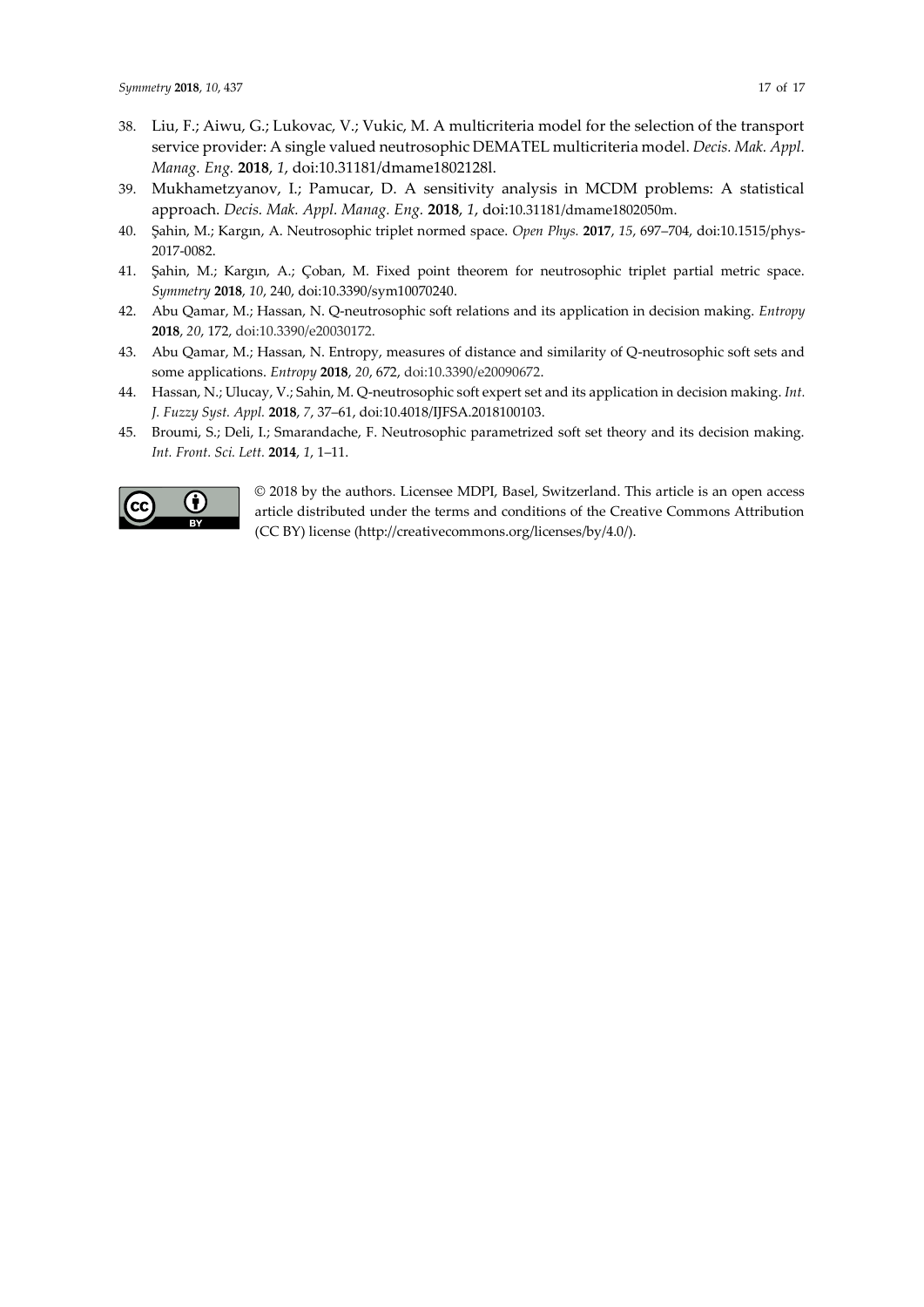38. Liu, F.; Aiwu, G.; Lukovac, V.; Vukic, M. A multicriteria model for the selection of the transport service provider: A single valued neutrosophic DEMATEL multicriteria model. *Decis. Mak. Appl. Manag. Eng.* **2018**, *1*, doi:10.31181/dmame1802128l.
39. Mukhametzyanov, I.; Pamucar, D. A sensitivity analysis in MCDM problems: A statistical approach. *Decis. Mak. Appl. Manag. Eng.* **2018**, *1*, doi:10.31181/dmame1802050m.
40. Şahin, M.; Kargın, A. Neutrosophic triplet normed space. *Open Phys.* **2017**, *15*, 697–704, doi:10.1515/phys-2017-0082.
41. Şahin, M.; Kargın, A.; Çoban, M. Fixed point theorem for neutrosophic triplet partial metric space. *Symmetry* **2018**, *10*, 240, doi:10.3390/sym10070240.
42. Abu Qamar, M.; Hassan, N. Q-neutrosophic soft relations and its application in decision making. *Entropy* **2018**, *20*, 172, doi:10.3390/e20030172.
43. Abu Qamar, M.; Hassan, N. Entropy, measures of distance and similarity of Q-neutrosophic soft sets and some applications. *Entropy* **2018**, *20*, 672, doi:10.3390/e20090672.
44. Hassan, N.; Ulucay, V.; Sahin, M. Q-neutrosophic soft expert set and its application in decision making. *Int. J. Fuzzy Syst. Appl.* **2018**, *7*, 37–61, doi:10.4018/IJFSA.2018100103.
45. Broumi, S.; Deli, I.; Smarandache, F. Neutrosophic parametrized soft set theory and its decision making. *Int. Front. Sci. Lett.* **2014**, *1*, 1–11.

© 2018 by the authors. Licensee MDPI, Basel, Switzerland. This article is an open access article distributed under the terms and conditions of the Creative Commons Attribution (CC BY) license (http://creativecommons.org/licenses/by/4.0/).